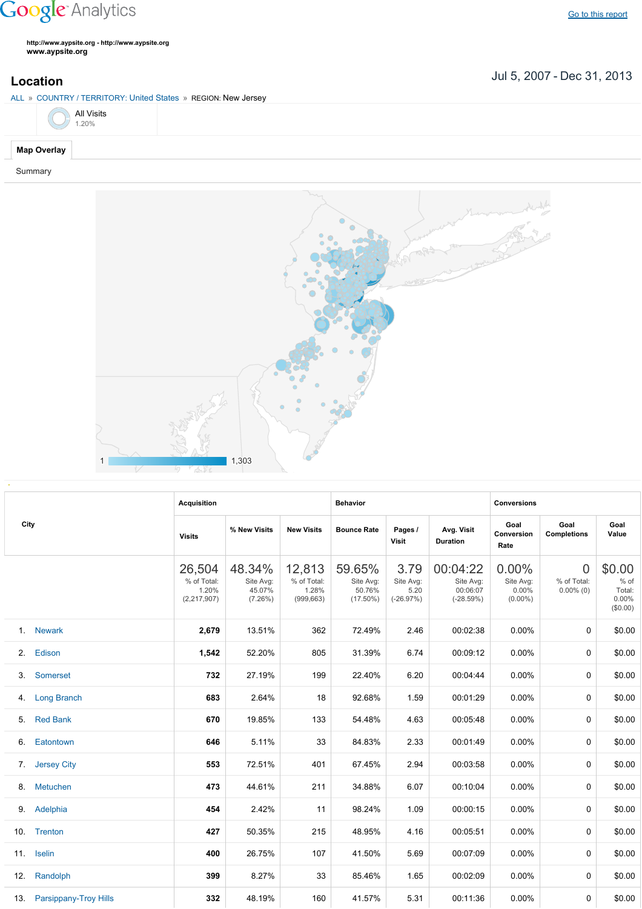Google Analytics

Go to this report

http://www.aypsite.org - http://www.aypsite.org
www.aypsite.org

## Location

Jul 5, 2007 - Dec 31, 2013

ALL » COUNTRY / TERRITORY: United States » REGION: New Jersey

All Visits
1.20%

Map Overlay

Summary

1 — 1,303

| City | Acquisition | | | Behavior | | | Conversions | | |
|---|---|---|---|---|---|---|---|---|---|
| | Visits | % New Visits | New Visits | Bounce Rate | Pages / Visit | Avg. Visit Duration | Goal Conversion Rate | Goal Completions | Goal Value |
| | 26,504<br>% of Total: 1.20% (2,217,907) | 48.34%<br>Site Avg: 45.07% (7.26%) | 12,813<br>% of Total: 1.28% (999,663) | 59.65%<br>Site Avg: 50.76% (17.50%) | 3.79<br>Site Avg: 5.20 (-26.97%) | 00:04:22<br>Site Avg: 00:06:07 (-28.59%) | 0.00%<br>Site Avg: 0.00% (0.00%) | 0<br>% of Total: 0.00% (0) | $0.00<br>% of Total: 0.00% ($0.00) |
| 1. Newark | 2,679 | 13.51% | 362 | 72.49% | 2.46 | 00:02:38 | 0.00% | 0 | $0.00 |
| 2. Edison | 1,542 | 52.20% | 805 | 31.39% | 6.74 | 00:09:12 | 0.00% | 0 | $0.00 |
| 3. Somerset | 732 | 27.19% | 199 | 22.40% | 6.20 | 00:04:44 | 0.00% | 0 | $0.00 |
| 4. Long Branch | 683 | 2.64% | 18 | 92.68% | 1.59 | 00:01:29 | 0.00% | 0 | $0.00 |
| 5. Red Bank | 670 | 19.85% | 133 | 54.48% | 4.63 | 00:05:48 | 0.00% | 0 | $0.00 |
| 6. Eatontown | 646 | 5.11% | 33 | 84.83% | 2.33 | 00:01:49 | 0.00% | 0 | $0.00 |
| 7. Jersey City | 553 | 72.51% | 401 | 67.45% | 2.94 | 00:03:58 | 0.00% | 0 | $0.00 |
| 8. Metuchen | 473 | 44.61% | 211 | 34.88% | 6.07 | 00:10:04 | 0.00% | 0 | $0.00 |
| 9. Adelphia | 454 | 2.42% | 11 | 98.24% | 1.09 | 00:00:15 | 0.00% | 0 | $0.00 |
| 10. Trenton | 427 | 50.35% | 215 | 48.95% | 4.16 | 00:05:51 | 0.00% | 0 | $0.00 |
| 11. Iselin | 400 | 26.75% | 107 | 41.50% | 5.69 | 00:07:09 | 0.00% | 0 | $0.00 |
| 12. Randolph | 399 | 8.27% | 33 | 85.46% | 1.65 | 00:02:09 | 0.00% | 0 | $0.00 |
| 13. Parsippany-Troy Hills | 332 | 48.19% | 160 | 41.57% | 5.31 | 00:11:36 | 0.00% | 0 | $0.00 |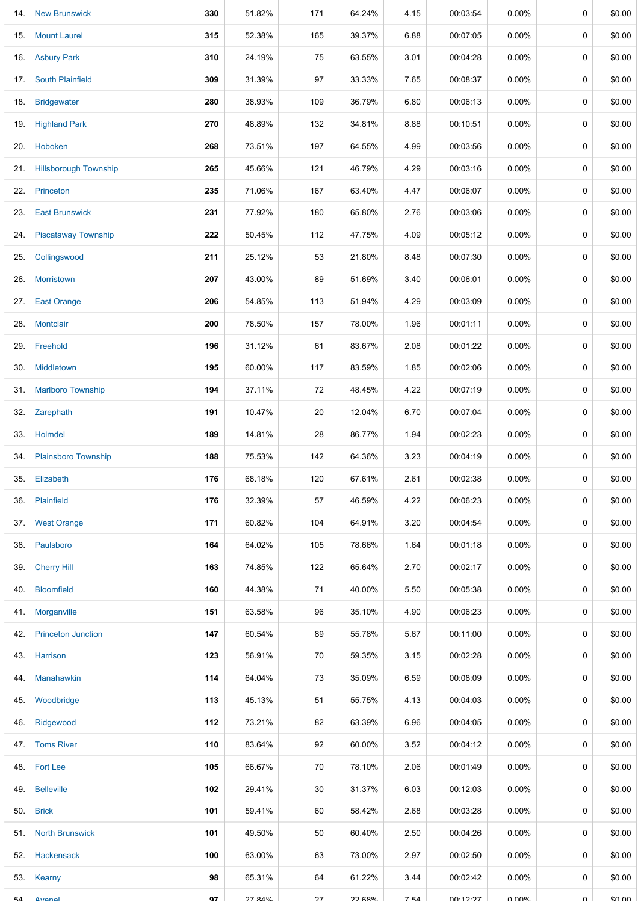| | | | | | | | | | |
|---|---|---|---|---|---|---|---|---|---|
| 14. | New Brunswick | 330 | 51.82% | 171 | 64.24% | 4.15 | 00:03:54 | 0.00% | 0 | $0.00 |
| 15. | Mount Laurel | 315 | 52.38% | 165 | 39.37% | 6.88 | 00:07:05 | 0.00% | 0 | $0.00 |
| 16. | Asbury Park | 310 | 24.19% | 75 | 63.55% | 3.01 | 00:04:28 | 0.00% | 0 | $0.00 |
| 17. | South Plainfield | 309 | 31.39% | 97 | 33.33% | 7.65 | 00:08:37 | 0.00% | 0 | $0.00 |
| 18. | Bridgewater | 280 | 38.93% | 109 | 36.79% | 6.80 | 00:06:13 | 0.00% | 0 | $0.00 |
| 19. | Highland Park | 270 | 48.89% | 132 | 34.81% | 8.88 | 00:10:51 | 0.00% | 0 | $0.00 |
| 20. | Hoboken | 268 | 73.51% | 197 | 64.55% | 4.99 | 00:03:56 | 0.00% | 0 | $0.00 |
| 21. | Hillsborough Township | 265 | 45.66% | 121 | 46.79% | 4.29 | 00:03:16 | 0.00% | 0 | $0.00 |
| 22. | Princeton | 235 | 71.06% | 167 | 63.40% | 4.47 | 00:06:07 | 0.00% | 0 | $0.00 |
| 23. | East Brunswick | 231 | 77.92% | 180 | 65.80% | 2.76 | 00:03:06 | 0.00% | 0 | $0.00 |
| 24. | Piscataway Township | 222 | 50.45% | 112 | 47.75% | 4.09 | 00:05:12 | 0.00% | 0 | $0.00 |
| 25. | Collingswood | 211 | 25.12% | 53 | 21.80% | 8.48 | 00:07:30 | 0.00% | 0 | $0.00 |
| 26. | Morristown | 207 | 43.00% | 89 | 51.69% | 3.40 | 00:06:01 | 0.00% | 0 | $0.00 |
| 27. | East Orange | 206 | 54.85% | 113 | 51.94% | 4.29 | 00:03:09 | 0.00% | 0 | $0.00 |
| 28. | Montclair | 200 | 78.50% | 157 | 78.00% | 1.96 | 00:01:11 | 0.00% | 0 | $0.00 |
| 29. | Freehold | 196 | 31.12% | 61 | 83.67% | 2.08 | 00:01:22 | 0.00% | 0 | $0.00 |
| 30. | Middletown | 195 | 60.00% | 117 | 83.59% | 1.85 | 00:02:06 | 0.00% | 0 | $0.00 |
| 31. | Marlboro Township | 194 | 37.11% | 72 | 48.45% | 4.22 | 00:07:19 | 0.00% | 0 | $0.00 |
| 32. | Zarephath | 191 | 10.47% | 20 | 12.04% | 6.70 | 00:07:04 | 0.00% | 0 | $0.00 |
| 33. | Holmdel | 189 | 14.81% | 28 | 86.77% | 1.94 | 00:02:23 | 0.00% | 0 | $0.00 |
| 34. | Plainsboro Township | 188 | 75.53% | 142 | 64.36% | 3.23 | 00:04:19 | 0.00% | 0 | $0.00 |
| 35. | Elizabeth | 176 | 68.18% | 120 | 67.61% | 2.61 | 00:02:38 | 0.00% | 0 | $0.00 |
| 36. | Plainfield | 176 | 32.39% | 57 | 46.59% | 4.22 | 00:06:23 | 0.00% | 0 | $0.00 |
| 37. | West Orange | 171 | 60.82% | 104 | 64.91% | 3.20 | 00:04:54 | 0.00% | 0 | $0.00 |
| 38. | Paulsboro | 164 | 64.02% | 105 | 78.66% | 1.64 | 00:01:18 | 0.00% | 0 | $0.00 |
| 39. | Cherry Hill | 163 | 74.85% | 122 | 65.64% | 2.70 | 00:02:17 | 0.00% | 0 | $0.00 |
| 40. | Bloomfield | 160 | 44.38% | 71 | 40.00% | 5.50 | 00:05:38 | 0.00% | 0 | $0.00 |
| 41. | Morganville | 151 | 63.58% | 96 | 35.10% | 4.90 | 00:06:23 | 0.00% | 0 | $0.00 |
| 42. | Princeton Junction | 147 | 60.54% | 89 | 55.78% | 5.67 | 00:11:00 | 0.00% | 0 | $0.00 |
| 43. | Harrison | 123 | 56.91% | 70 | 59.35% | 3.15 | 00:02:28 | 0.00% | 0 | $0.00 |
| 44. | Manahawkin | 114 | 64.04% | 73 | 35.09% | 6.59 | 00:08:09 | 0.00% | 0 | $0.00 |
| 45. | Woodbridge | 113 | 45.13% | 51 | 55.75% | 4.13 | 00:04:03 | 0.00% | 0 | $0.00 |
| 46. | Ridgewood | 112 | 73.21% | 82 | 63.39% | 6.96 | 00:04:05 | 0.00% | 0 | $0.00 |
| 47. | Toms River | 110 | 83.64% | 92 | 60.00% | 3.52 | 00:04:12 | 0.00% | 0 | $0.00 |
| 48. | Fort Lee | 105 | 66.67% | 70 | 78.10% | 2.06 | 00:01:49 | 0.00% | 0 | $0.00 |
| 49. | Belleville | 102 | 29.41% | 30 | 31.37% | 6.03 | 00:12:03 | 0.00% | 0 | $0.00 |
| 50. | Brick | 101 | 59.41% | 60 | 58.42% | 2.68 | 00:03:28 | 0.00% | 0 | $0.00 |
| 51. | North Brunswick | 101 | 49.50% | 50 | 60.40% | 2.50 | 00:04:26 | 0.00% | 0 | $0.00 |
| 52. | Hackensack | 100 | 63.00% | 63 | 73.00% | 2.97 | 00:02:50 | 0.00% | 0 | $0.00 |
| 53. | Kearny | 98 | 65.31% | 64 | 61.22% | 3.44 | 00:02:42 | 0.00% | 0 | $0.00 |
| 54. | Avenel | 97 | 27.84% | 27 | 22.68% | 7.54 | 00:12:27 | 0.00% | 0 | $0.00 |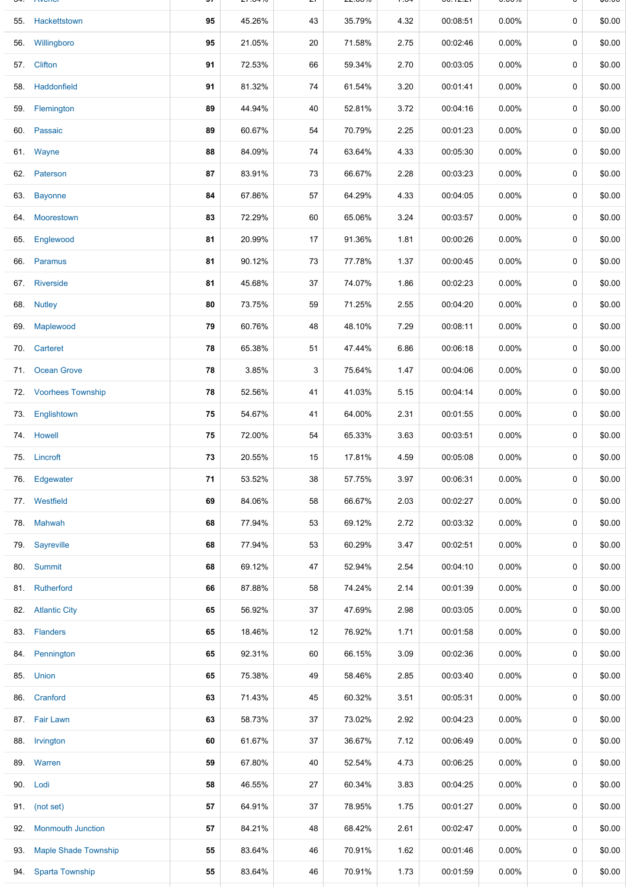| | | | | | | | | | |
|---|---|---|---|---|---|---|---|---|---|
| 55. | Hackettstown | **95** | 45.26% | 43 | 35.79% | 4.32 | 00:08:51 | 0.00% | 0 | $0.00 |
| 56. | Willingboro | **95** | 21.05% | 20 | 71.58% | 2.75 | 00:02:46 | 0.00% | 0 | $0.00 |
| 57. | Clifton | **91** | 72.53% | 66 | 59.34% | 2.70 | 00:03:05 | 0.00% | 0 | $0.00 |
| 58. | Haddonfield | **91** | 81.32% | 74 | 61.54% | 3.20 | 00:01:41 | 0.00% | 0 | $0.00 |
| 59. | Flemington | **89** | 44.94% | 40 | 52.81% | 3.72 | 00:04:16 | 0.00% | 0 | $0.00 |
| 60. | Passaic | **89** | 60.67% | 54 | 70.79% | 2.25 | 00:01:23 | 0.00% | 0 | $0.00 |
| 61. | Wayne | **88** | 84.09% | 74 | 63.64% | 4.33 | 00:05:30 | 0.00% | 0 | $0.00 |
| 62. | Paterson | **87** | 83.91% | 73 | 66.67% | 2.28 | 00:03:23 | 0.00% | 0 | $0.00 |
| 63. | Bayonne | **84** | 67.86% | 57 | 64.29% | 4.33 | 00:04:05 | 0.00% | 0 | $0.00 |
| 64. | Moorestown | **83** | 72.29% | 60 | 65.06% | 3.24 | 00:03:57 | 0.00% | 0 | $0.00 |
| 65. | Englewood | **81** | 20.99% | 17 | 91.36% | 1.81 | 00:00:26 | 0.00% | 0 | $0.00 |
| 66. | Paramus | **81** | 90.12% | 73 | 77.78% | 1.37 | 00:00:45 | 0.00% | 0 | $0.00 |
| 67. | Riverside | **81** | 45.68% | 37 | 74.07% | 1.86 | 00:02:23 | 0.00% | 0 | $0.00 |
| 68. | Nutley | **80** | 73.75% | 59 | 71.25% | 2.55 | 00:04:20 | 0.00% | 0 | $0.00 |
| 69. | Maplewood | **79** | 60.76% | 48 | 48.10% | 7.29 | 00:08:11 | 0.00% | 0 | $0.00 |
| 70. | Carteret | **78** | 65.38% | 51 | 47.44% | 6.86 | 00:06:18 | 0.00% | 0 | $0.00 |
| 71. | Ocean Grove | **78** | 3.85% | 3 | 75.64% | 1.47 | 00:04:06 | 0.00% | 0 | $0.00 |
| 72. | Voorhees Township | **78** | 52.56% | 41 | 41.03% | 5.15 | 00:04:14 | 0.00% | 0 | $0.00 |
| 73. | Englishtown | **75** | 54.67% | 41 | 64.00% | 2.31 | 00:01:55 | 0.00% | 0 | $0.00 |
| 74. | Howell | **75** | 72.00% | 54 | 65.33% | 3.63 | 00:03:51 | 0.00% | 0 | $0.00 |
| 75. | Lincroft | **73** | 20.55% | 15 | 17.81% | 4.59 | 00:05:08 | 0.00% | 0 | $0.00 |
| 76. | Edgewater | **71** | 53.52% | 38 | 57.75% | 3.97 | 00:06:31 | 0.00% | 0 | $0.00 |
| 77. | Westfield | **69** | 84.06% | 58 | 66.67% | 2.03 | 00:02:27 | 0.00% | 0 | $0.00 |
| 78. | Mahwah | **68** | 77.94% | 53 | 69.12% | 2.72 | 00:03:32 | 0.00% | 0 | $0.00 |
| 79. | Sayreville | **68** | 77.94% | 53 | 60.29% | 3.47 | 00:02:51 | 0.00% | 0 | $0.00 |
| 80. | Summit | **68** | 69.12% | 47 | 52.94% | 2.54 | 00:04:10 | 0.00% | 0 | $0.00 |
| 81. | Rutherford | **66** | 87.88% | 58 | 74.24% | 2.14 | 00:01:39 | 0.00% | 0 | $0.00 |
| 82. | Atlantic City | **65** | 56.92% | 37 | 47.69% | 2.98 | 00:03:05 | 0.00% | 0 | $0.00 |
| 83. | Flanders | **65** | 18.46% | 12 | 76.92% | 1.71 | 00:01:58 | 0.00% | 0 | $0.00 |
| 84. | Pennington | **65** | 92.31% | 60 | 66.15% | 3.09 | 00:02:36 | 0.00% | 0 | $0.00 |
| 85. | Union | **65** | 75.38% | 49 | 58.46% | 2.85 | 00:03:40 | 0.00% | 0 | $0.00 |
| 86. | Cranford | **63** | 71.43% | 45 | 60.32% | 3.51 | 00:05:31 | 0.00% | 0 | $0.00 |
| 87. | Fair Lawn | **63** | 58.73% | 37 | 73.02% | 2.92 | 00:04:23 | 0.00% | 0 | $0.00 |
| 88. | Irvington | **60** | 61.67% | 37 | 36.67% | 7.12 | 00:06:49 | 0.00% | 0 | $0.00 |
| 89. | Warren | **59** | 67.80% | 40 | 52.54% | 4.73 | 00:06:25 | 0.00% | 0 | $0.00 |
| 90. | Lodi | **58** | 46.55% | 27 | 60.34% | 3.83 | 00:04:25 | 0.00% | 0 | $0.00 |
| 91. | (not set) | **57** | 64.91% | 37 | 78.95% | 1.75 | 00:01:27 | 0.00% | 0 | $0.00 |
| 92. | Monmouth Junction | **57** | 84.21% | 48 | 68.42% | 2.61 | 00:02:47 | 0.00% | 0 | $0.00 |
| 93. | Maple Shade Township | **55** | 83.64% | 46 | 70.91% | 1.62 | 00:01:46 | 0.00% | 0 | $0.00 |
| 94. | Sparta Township | **55** | 83.64% | 46 | 70.91% | 1.73 | 00:01:59 | 0.00% | 0 | $0.00 |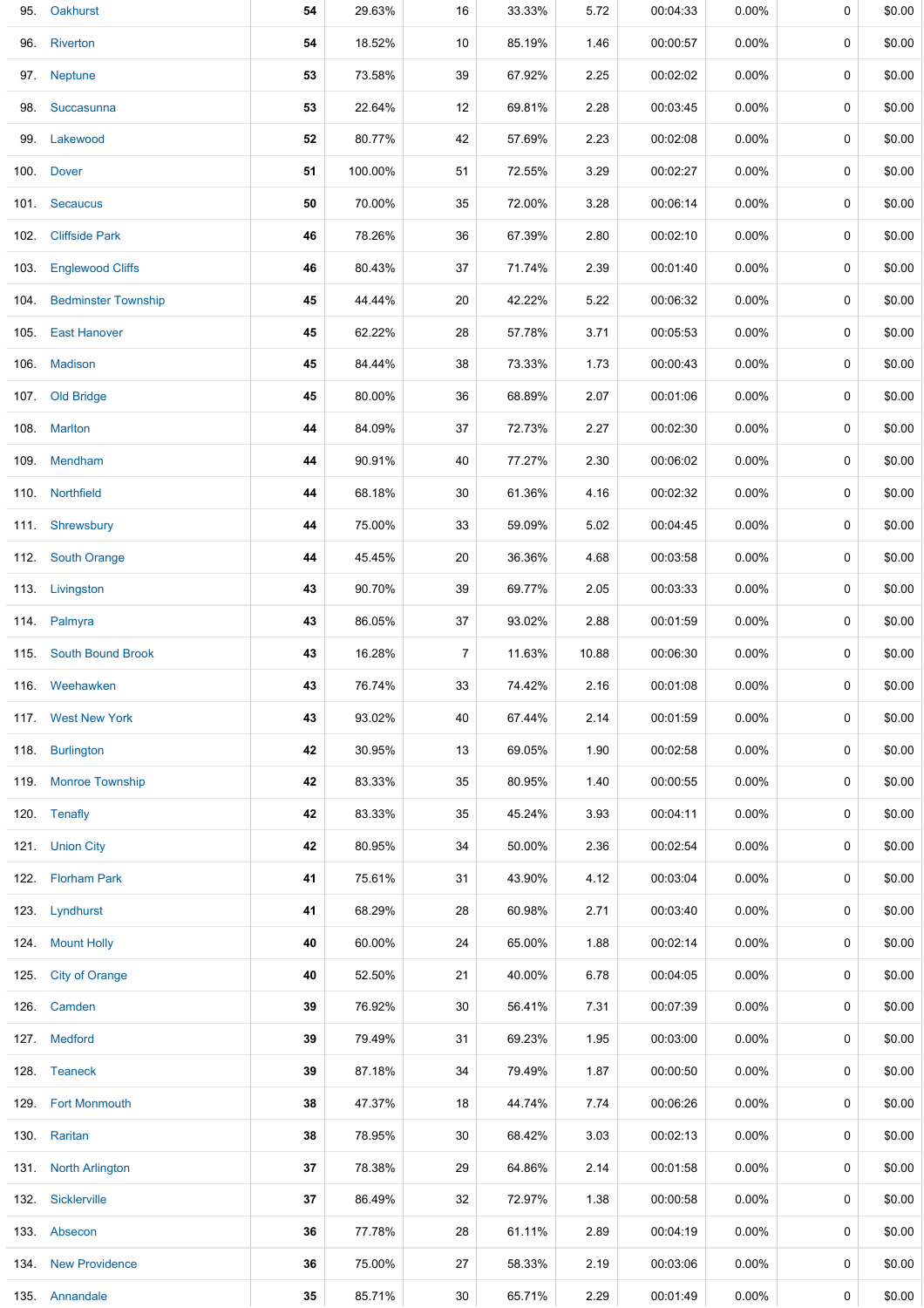| | | | | | | | | | | |
|---|---|---|---|---|---|---|---|---|---|---|
| 95. | Oakhurst | **54** | 29.63% | 16 | 33.33% | 5.72 | 00:04:33 | 0.00% | 0 | $0.00 |
| 96. | Riverton | **54** | 18.52% | 10 | 85.19% | 1.46 | 00:00:57 | 0.00% | 0 | $0.00 |
| 97. | Neptune | **53** | 73.58% | 39 | 67.92% | 2.25 | 00:02:02 | 0.00% | 0 | $0.00 |
| 98. | Succasunna | **53** | 22.64% | 12 | 69.81% | 2.28 | 00:03:45 | 0.00% | 0 | $0.00 |
| 99. | Lakewood | **52** | 80.77% | 42 | 57.69% | 2.23 | 00:02:08 | 0.00% | 0 | $0.00 |
| 100. | Dover | **51** | 100.00% | 51 | 72.55% | 3.29 | 00:02:27 | 0.00% | 0 | $0.00 |
| 101. | Secaucus | **50** | 70.00% | 35 | 72.00% | 3.28 | 00:06:14 | 0.00% | 0 | $0.00 |
| 102. | Cliffside Park | **46** | 78.26% | 36 | 67.39% | 2.80 | 00:02:10 | 0.00% | 0 | $0.00 |
| 103. | Englewood Cliffs | **46** | 80.43% | 37 | 71.74% | 2.39 | 00:01:40 | 0.00% | 0 | $0.00 |
| 104. | Bedminster Township | **45** | 44.44% | 20 | 42.22% | 5.22 | 00:06:32 | 0.00% | 0 | $0.00 |
| 105. | East Hanover | **45** | 62.22% | 28 | 57.78% | 3.71 | 00:05:53 | 0.00% | 0 | $0.00 |
| 106. | Madison | **45** | 84.44% | 38 | 73.33% | 1.73 | 00:00:43 | 0.00% | 0 | $0.00 |
| 107. | Old Bridge | **45** | 80.00% | 36 | 68.89% | 2.07 | 00:01:06 | 0.00% | 0 | $0.00 |
| 108. | Marlton | **44** | 84.09% | 37 | 72.73% | 2.27 | 00:02:30 | 0.00% | 0 | $0.00 |
| 109. | Mendham | **44** | 90.91% | 40 | 77.27% | 2.30 | 00:06:02 | 0.00% | 0 | $0.00 |
| 110. | Northfield | **44** | 68.18% | 30 | 61.36% | 4.16 | 00:02:32 | 0.00% | 0 | $0.00 |
| 111. | Shrewsbury | **44** | 75.00% | 33 | 59.09% | 5.02 | 00:04:45 | 0.00% | 0 | $0.00 |
| 112. | South Orange | **44** | 45.45% | 20 | 36.36% | 4.68 | 00:03:58 | 0.00% | 0 | $0.00 |
| 113. | Livingston | **43** | 90.70% | 39 | 69.77% | 2.05 | 00:03:33 | 0.00% | 0 | $0.00 |
| 114. | Palmyra | **43** | 86.05% | 37 | 93.02% | 2.88 | 00:01:59 | 0.00% | 0 | $0.00 |
| 115. | South Bound Brook | **43** | 16.28% | 7 | 11.63% | 10.88 | 00:06:30 | 0.00% | 0 | $0.00 |
| 116. | Weehawken | **43** | 76.74% | 33 | 74.42% | 2.16 | 00:01:08 | 0.00% | 0 | $0.00 |
| 117. | West New York | **43** | 93.02% | 40 | 67.44% | 2.14 | 00:01:59 | 0.00% | 0 | $0.00 |
| 118. | Burlington | **42** | 30.95% | 13 | 69.05% | 1.90 | 00:02:58 | 0.00% | 0 | $0.00 |
| 119. | Monroe Township | **42** | 83.33% | 35 | 80.95% | 1.40 | 00:00:55 | 0.00% | 0 | $0.00 |
| 120. | Tenafly | **42** | 83.33% | 35 | 45.24% | 3.93 | 00:04:11 | 0.00% | 0 | $0.00 |
| 121. | Union City | **42** | 80.95% | 34 | 50.00% | 2.36 | 00:02:54 | 0.00% | 0 | $0.00 |
| 122. | Florham Park | **41** | 75.61% | 31 | 43.90% | 4.12 | 00:03:04 | 0.00% | 0 | $0.00 |
| 123. | Lyndhurst | **41** | 68.29% | 28 | 60.98% | 2.71 | 00:03:40 | 0.00% | 0 | $0.00 |
| 124. | Mount Holly | **40** | 60.00% | 24 | 65.00% | 1.88 | 00:02:14 | 0.00% | 0 | $0.00 |
| 125. | City of Orange | **40** | 52.50% | 21 | 40.00% | 6.78 | 00:04:05 | 0.00% | 0 | $0.00 |
| 126. | Camden | **39** | 76.92% | 30 | 56.41% | 7.31 | 00:07:39 | 0.00% | 0 | $0.00 |
| 127. | Medford | **39** | 79.49% | 31 | 69.23% | 1.95 | 00:03:00 | 0.00% | 0 | $0.00 |
| 128. | Teaneck | **39** | 87.18% | 34 | 79.49% | 1.87 | 00:00:50 | 0.00% | 0 | $0.00 |
| 129. | Fort Monmouth | **38** | 47.37% | 18 | 44.74% | 7.74 | 00:06:26 | 0.00% | 0 | $0.00 |
| 130. | Raritan | **38** | 78.95% | 30 | 68.42% | 3.03 | 00:02:13 | 0.00% | 0 | $0.00 |
| 131. | North Arlington | **37** | 78.38% | 29 | 64.86% | 2.14 | 00:01:58 | 0.00% | 0 | $0.00 |
| 132. | Sicklerville | **37** | 86.49% | 32 | 72.97% | 1.38 | 00:00:58 | 0.00% | 0 | $0.00 |
| 133. | Absecon | **36** | 77.78% | 28 | 61.11% | 2.89 | 00:04:19 | 0.00% | 0 | $0.00 |
| 134. | New Providence | **36** | 75.00% | 27 | 58.33% | 2.19 | 00:03:06 | 0.00% | 0 | $0.00 |
| 135. | Annandale | **35** | 85.71% | 30 | 65.71% | 2.29 | 00:01:49 | 0.00% | 0 | $0.00 |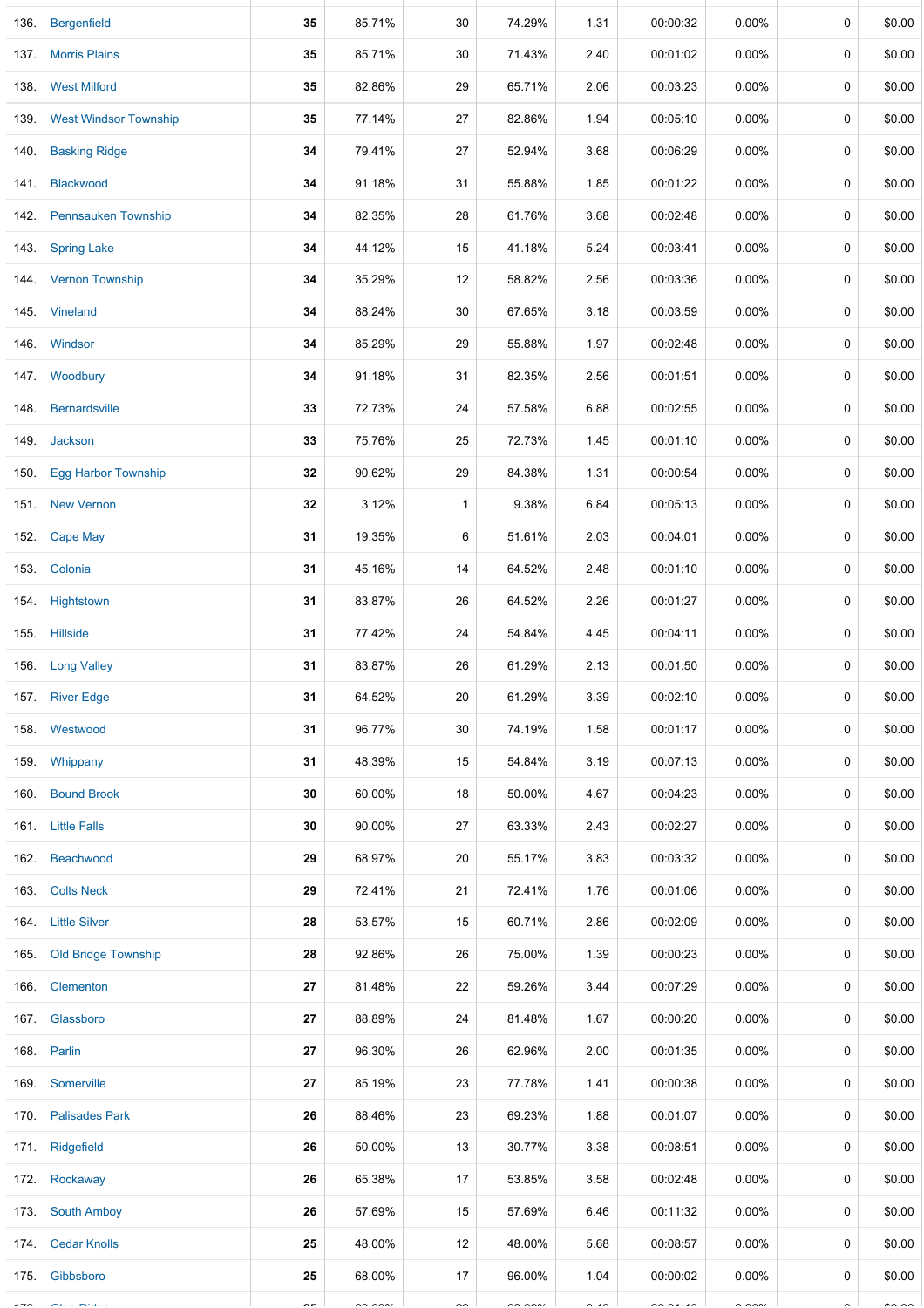| | | | | | | | | | | |
|---|---|---|---|---|---|---|---|---|---|---|
| 136. | Bergenfield | 35 | 85.71% | 30 | 74.29% | 1.31 | 00:00:32 | 0.00% | 0 | $0.00 |
| 137. | Morris Plains | 35 | 85.71% | 30 | 71.43% | 2.40 | 00:01:02 | 0.00% | 0 | $0.00 |
| 138. | West Milford | 35 | 82.86% | 29 | 65.71% | 2.06 | 00:03:23 | 0.00% | 0 | $0.00 |
| 139. | West Windsor Township | 35 | 77.14% | 27 | 82.86% | 1.94 | 00:05:10 | 0.00% | 0 | $0.00 |
| 140. | Basking Ridge | 34 | 79.41% | 27 | 52.94% | 3.68 | 00:06:29 | 0.00% | 0 | $0.00 |
| 141. | Blackwood | 34 | 91.18% | 31 | 55.88% | 1.85 | 00:01:22 | 0.00% | 0 | $0.00 |
| 142. | Pennsauken Township | 34 | 82.35% | 28 | 61.76% | 3.68 | 00:02:48 | 0.00% | 0 | $0.00 |
| 143. | Spring Lake | 34 | 44.12% | 15 | 41.18% | 5.24 | 00:03:41 | 0.00% | 0 | $0.00 |
| 144. | Vernon Township | 34 | 35.29% | 12 | 58.82% | 2.56 | 00:03:36 | 0.00% | 0 | $0.00 |
| 145. | Vineland | 34 | 88.24% | 30 | 67.65% | 3.18 | 00:03:59 | 0.00% | 0 | $0.00 |
| 146. | Windsor | 34 | 85.29% | 29 | 55.88% | 1.97 | 00:02:48 | 0.00% | 0 | $0.00 |
| 147. | Woodbury | 34 | 91.18% | 31 | 82.35% | 2.56 | 00:01:51 | 0.00% | 0 | $0.00 |
| 148. | Bernardsville | 33 | 72.73% | 24 | 57.58% | 6.88 | 00:02:55 | 0.00% | 0 | $0.00 |
| 149. | Jackson | 33 | 75.76% | 25 | 72.73% | 1.45 | 00:01:10 | 0.00% | 0 | $0.00 |
| 150. | Egg Harbor Township | 32 | 90.62% | 29 | 84.38% | 1.31 | 00:00:54 | 0.00% | 0 | $0.00 |
| 151. | New Vernon | 32 | 3.12% | 1 | 9.38% | 6.84 | 00:05:13 | 0.00% | 0 | $0.00 |
| 152. | Cape May | 31 | 19.35% | 6 | 51.61% | 2.03 | 00:04:01 | 0.00% | 0 | $0.00 |
| 153. | Colonia | 31 | 45.16% | 14 | 64.52% | 2.48 | 00:01:10 | 0.00% | 0 | $0.00 |
| 154. | Hightstown | 31 | 83.87% | 26 | 64.52% | 2.26 | 00:01:27 | 0.00% | 0 | $0.00 |
| 155. | Hillside | 31 | 77.42% | 24 | 54.84% | 4.45 | 00:04:11 | 0.00% | 0 | $0.00 |
| 156. | Long Valley | 31 | 83.87% | 26 | 61.29% | 2.13 | 00:01:50 | 0.00% | 0 | $0.00 |
| 157. | River Edge | 31 | 64.52% | 20 | 61.29% | 3.39 | 00:02:10 | 0.00% | 0 | $0.00 |
| 158. | Westwood | 31 | 96.77% | 30 | 74.19% | 1.58 | 00:01:17 | 0.00% | 0 | $0.00 |
| 159. | Whippany | 31 | 48.39% | 15 | 54.84% | 3.19 | 00:07:13 | 0.00% | 0 | $0.00 |
| 160. | Bound Brook | 30 | 60.00% | 18 | 50.00% | 4.67 | 00:04:23 | 0.00% | 0 | $0.00 |
| 161. | Little Falls | 30 | 90.00% | 27 | 63.33% | 2.43 | 00:02:27 | 0.00% | 0 | $0.00 |
| 162. | Beachwood | 29 | 68.97% | 20 | 55.17% | 3.83 | 00:03:32 | 0.00% | 0 | $0.00 |
| 163. | Colts Neck | 29 | 72.41% | 21 | 72.41% | 1.76 | 00:01:06 | 0.00% | 0 | $0.00 |
| 164. | Little Silver | 28 | 53.57% | 15 | 60.71% | 2.86 | 00:02:09 | 0.00% | 0 | $0.00 |
| 165. | Old Bridge Township | 28 | 92.86% | 26 | 75.00% | 1.39 | 00:00:23 | 0.00% | 0 | $0.00 |
| 166. | Clementon | 27 | 81.48% | 22 | 59.26% | 3.44 | 00:07:29 | 0.00% | 0 | $0.00 |
| 167. | Glassboro | 27 | 88.89% | 24 | 81.48% | 1.67 | 00:00:20 | 0.00% | 0 | $0.00 |
| 168. | Parlin | 27 | 96.30% | 26 | 62.96% | 2.00 | 00:01:35 | 0.00% | 0 | $0.00 |
| 169. | Somerville | 27 | 85.19% | 23 | 77.78% | 1.41 | 00:00:38 | 0.00% | 0 | $0.00 |
| 170. | Palisades Park | 26 | 88.46% | 23 | 69.23% | 1.88 | 00:01:07 | 0.00% | 0 | $0.00 |
| 171. | Ridgefield | 26 | 50.00% | 13 | 30.77% | 3.38 | 00:08:51 | 0.00% | 0 | $0.00 |
| 172. | Rockaway | 26 | 65.38% | 17 | 53.85% | 3.58 | 00:02:48 | 0.00% | 0 | $0.00 |
| 173. | South Amboy | 26 | 57.69% | 15 | 57.69% | 6.46 | 00:11:32 | 0.00% | 0 | $0.00 |
| 174. | Cedar Knolls | 25 | 48.00% | 12 | 48.00% | 5.68 | 00:08:57 | 0.00% | 0 | $0.00 |
| 175. | Gibbsboro | 25 | 68.00% | 17 | 96.00% | 1.04 | 00:00:02 | 0.00% | 0 | $0.00 |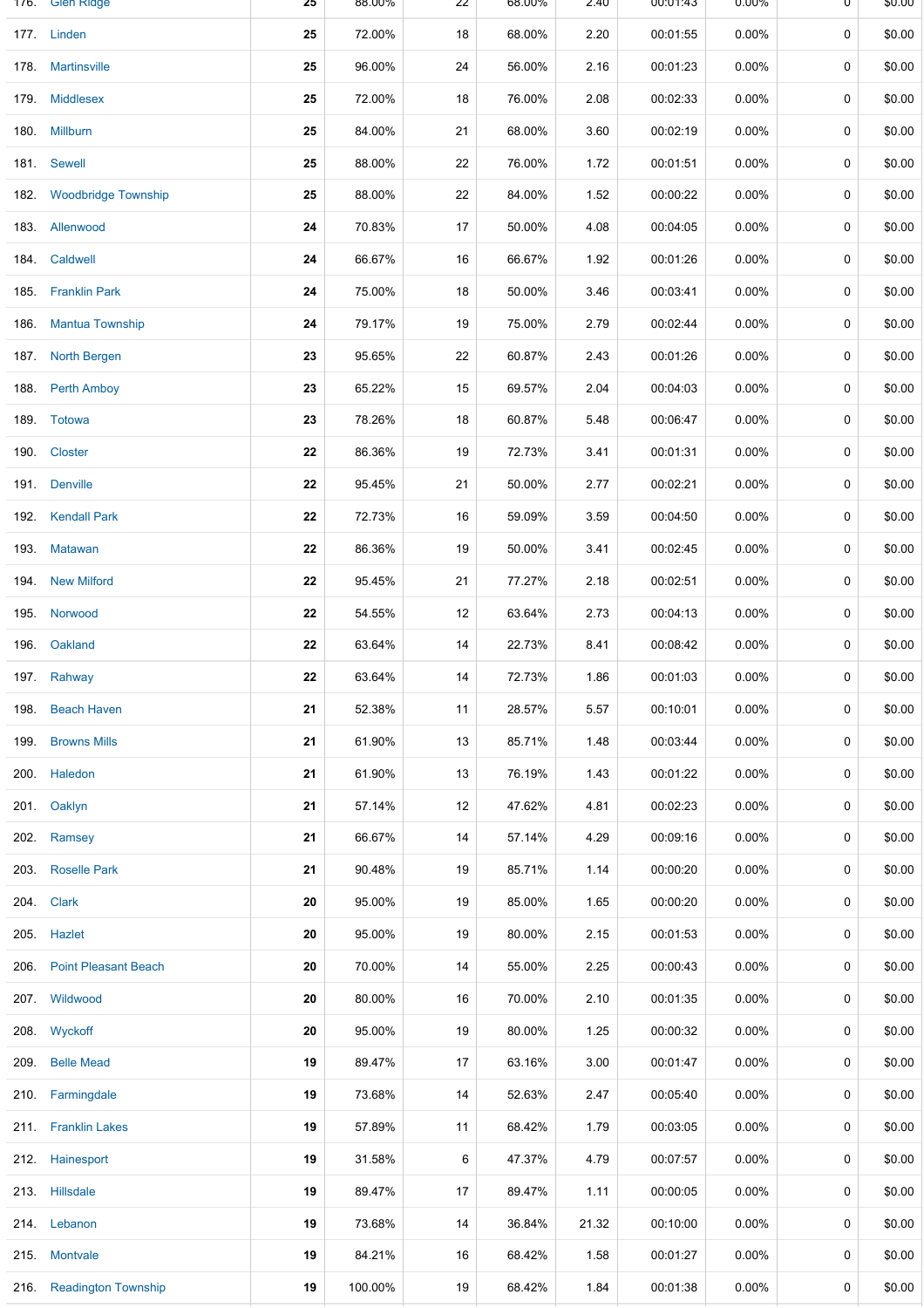| | | | | | | | | | |
|---|---|---|---|---|---|---|---|---|---|
| 176. | Glen Ridge | 25 | 88.00% | 22 | 68.00% | 2.40 | 00:01:43 | 0.00% | 0 | $0.00 |
| 177. | Linden | 25 | 72.00% | 18 | 68.00% | 2.20 | 00:01:55 | 0.00% | 0 | $0.00 |
| 178. | Martinsville | 25 | 96.00% | 24 | 56.00% | 2.16 | 00:01:23 | 0.00% | 0 | $0.00 |
| 179. | Middlesex | 25 | 72.00% | 18 | 76.00% | 2.08 | 00:02:33 | 0.00% | 0 | $0.00 |
| 180. | Millburn | 25 | 84.00% | 21 | 68.00% | 3.60 | 00:02:19 | 0.00% | 0 | $0.00 |
| 181. | Sewell | 25 | 88.00% | 22 | 76.00% | 1.72 | 00:01:51 | 0.00% | 0 | $0.00 |
| 182. | Woodbridge Township | 25 | 88.00% | 22 | 84.00% | 1.52 | 00:00:22 | 0.00% | 0 | $0.00 |
| 183. | Allenwood | 24 | 70.83% | 17 | 50.00% | 4.08 | 00:04:05 | 0.00% | 0 | $0.00 |
| 184. | Caldwell | 24 | 66.67% | 16 | 66.67% | 1.92 | 00:01:26 | 0.00% | 0 | $0.00 |
| 185. | Franklin Park | 24 | 75.00% | 18 | 50.00% | 3.46 | 00:03:41 | 0.00% | 0 | $0.00 |
| 186. | Mantua Township | 24 | 79.17% | 19 | 75.00% | 2.79 | 00:02:44 | 0.00% | 0 | $0.00 |
| 187. | North Bergen | 23 | 95.65% | 22 | 60.87% | 2.43 | 00:01:26 | 0.00% | 0 | $0.00 |
| 188. | Perth Amboy | 23 | 65.22% | 15 | 69.57% | 2.04 | 00:04:03 | 0.00% | 0 | $0.00 |
| 189. | Totowa | 23 | 78.26% | 18 | 60.87% | 5.48 | 00:06:47 | 0.00% | 0 | $0.00 |
| 190. | Closter | 22 | 86.36% | 19 | 72.73% | 3.41 | 00:01:31 | 0.00% | 0 | $0.00 |
| 191. | Denville | 22 | 95.45% | 21 | 50.00% | 2.77 | 00:02:21 | 0.00% | 0 | $0.00 |
| 192. | Kendall Park | 22 | 72.73% | 16 | 59.09% | 3.59 | 00:04:50 | 0.00% | 0 | $0.00 |
| 193. | Matawan | 22 | 86.36% | 19 | 50.00% | 3.41 | 00:02:45 | 0.00% | 0 | $0.00 |
| 194. | New Milford | 22 | 95.45% | 21 | 77.27% | 2.18 | 00:02:51 | 0.00% | 0 | $0.00 |
| 195. | Norwood | 22 | 54.55% | 12 | 63.64% | 2.73 | 00:04:13 | 0.00% | 0 | $0.00 |
| 196. | Oakland | 22 | 63.64% | 14 | 22.73% | 8.41 | 00:08:42 | 0.00% | 0 | $0.00 |
| 197. | Rahway | 22 | 63.64% | 14 | 72.73% | 1.86 | 00:01:03 | 0.00% | 0 | $0.00 |
| 198. | Beach Haven | 21 | 52.38% | 11 | 28.57% | 5.57 | 00:10:01 | 0.00% | 0 | $0.00 |
| 199. | Browns Mills | 21 | 61.90% | 13 | 85.71% | 1.48 | 00:03:44 | 0.00% | 0 | $0.00 |
| 200. | Haledon | 21 | 61.90% | 13 | 76.19% | 1.43 | 00:01:22 | 0.00% | 0 | $0.00 |
| 201. | Oaklyn | 21 | 57.14% | 12 | 47.62% | 4.81 | 00:02:23 | 0.00% | 0 | $0.00 |
| 202. | Ramsey | 21 | 66.67% | 14 | 57.14% | 4.29 | 00:09:16 | 0.00% | 0 | $0.00 |
| 203. | Roselle Park | 21 | 90.48% | 19 | 85.71% | 1.14 | 00:00:20 | 0.00% | 0 | $0.00 |
| 204. | Clark | 20 | 95.00% | 19 | 85.00% | 1.65 | 00:00:20 | 0.00% | 0 | $0.00 |
| 205. | Hazlet | 20 | 95.00% | 19 | 80.00% | 2.15 | 00:01:53 | 0.00% | 0 | $0.00 |
| 206. | Point Pleasant Beach | 20 | 70.00% | 14 | 55.00% | 2.25 | 00:00:43 | 0.00% | 0 | $0.00 |
| 207. | Wildwood | 20 | 80.00% | 16 | 70.00% | 2.10 | 00:01:35 | 0.00% | 0 | $0.00 |
| 208. | Wyckoff | 20 | 95.00% | 19 | 80.00% | 1.25 | 00:00:32 | 0.00% | 0 | $0.00 |
| 209. | Belle Mead | 19 | 89.47% | 17 | 63.16% | 3.00 | 00:01:47 | 0.00% | 0 | $0.00 |
| 210. | Farmingdale | 19 | 73.68% | 14 | 52.63% | 2.47 | 00:05:40 | 0.00% | 0 | $0.00 |
| 211. | Franklin Lakes | 19 | 57.89% | 11 | 68.42% | 1.79 | 00:03:05 | 0.00% | 0 | $0.00 |
| 212. | Hainesport | 19 | 31.58% | 6 | 47.37% | 4.79 | 00:07:57 | 0.00% | 0 | $0.00 |
| 213. | Hillsdale | 19 | 89.47% | 17 | 89.47% | 1.11 | 00:00:05 | 0.00% | 0 | $0.00 |
| 214. | Lebanon | 19 | 73.68% | 14 | 36.84% | 21.32 | 00:10:00 | 0.00% | 0 | $0.00 |
| 215. | Montvale | 19 | 84.21% | 16 | 68.42% | 1.58 | 00:01:27 | 0.00% | 0 | $0.00 |
| 216. | Readington Township | 19 | 100.00% | 19 | 68.42% | 1.84 | 00:01:38 | 0.00% | 0 | $0.00 |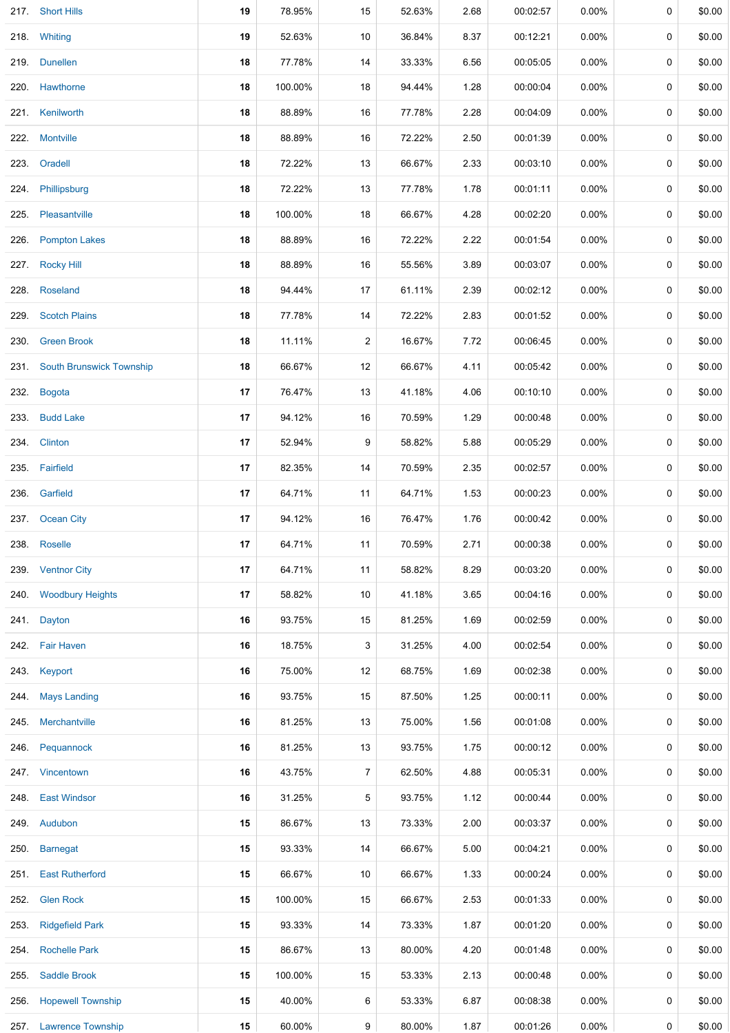| | | | | | | | | | |
|---|---|---|---|---|---|---|---|---|---|
| 217. | Short Hills | **19** | 78.95% | 15 | 52.63% | 2.68 | 00:02:57 | 0.00% | 0 | $0.00 |
| 218. | Whiting | **19** | 52.63% | 10 | 36.84% | 8.37 | 00:12:21 | 0.00% | 0 | $0.00 |
| 219. | Dunellen | **18** | 77.78% | 14 | 33.33% | 6.56 | 00:05:05 | 0.00% | 0 | $0.00 |
| 220. | Hawthorne | **18** | 100.00% | 18 | 94.44% | 1.28 | 00:00:04 | 0.00% | 0 | $0.00 |
| 221. | Kenilworth | **18** | 88.89% | 16 | 77.78% | 2.28 | 00:04:09 | 0.00% | 0 | $0.00 |
| 222. | Montville | **18** | 88.89% | 16 | 72.22% | 2.50 | 00:01:39 | 0.00% | 0 | $0.00 |
| 223. | Oradell | **18** | 72.22% | 13 | 66.67% | 2.33 | 00:03:10 | 0.00% | 0 | $0.00 |
| 224. | Phillipsburg | **18** | 72.22% | 13 | 77.78% | 1.78 | 00:01:11 | 0.00% | 0 | $0.00 |
| 225. | Pleasantville | **18** | 100.00% | 18 | 66.67% | 4.28 | 00:02:20 | 0.00% | 0 | $0.00 |
| 226. | Pompton Lakes | **18** | 88.89% | 16 | 72.22% | 2.22 | 00:01:54 | 0.00% | 0 | $0.00 |
| 227. | Rocky Hill | **18** | 88.89% | 16 | 55.56% | 3.89 | 00:03:07 | 0.00% | 0 | $0.00 |
| 228. | Roseland | **18** | 94.44% | 17 | 61.11% | 2.39 | 00:02:12 | 0.00% | 0 | $0.00 |
| 229. | Scotch Plains | **18** | 77.78% | 14 | 72.22% | 2.83 | 00:01:52 | 0.00% | 0 | $0.00 |
| 230. | Green Brook | **18** | 11.11% | 2 | 16.67% | 7.72 | 00:06:45 | 0.00% | 0 | $0.00 |
| 231. | South Brunswick Township | **18** | 66.67% | 12 | 66.67% | 4.11 | 00:05:42 | 0.00% | 0 | $0.00 |
| 232. | Bogota | **17** | 76.47% | 13 | 41.18% | 4.06 | 00:10:10 | 0.00% | 0 | $0.00 |
| 233. | Budd Lake | **17** | 94.12% | 16 | 70.59% | 1.29 | 00:00:48 | 0.00% | 0 | $0.00 |
| 234. | Clinton | **17** | 52.94% | 9 | 58.82% | 5.88 | 00:05:29 | 0.00% | 0 | $0.00 |
| 235. | Fairfield | **17** | 82.35% | 14 | 70.59% | 2.35 | 00:02:57 | 0.00% | 0 | $0.00 |
| 236. | Garfield | **17** | 64.71% | 11 | 64.71% | 1.53 | 00:00:23 | 0.00% | 0 | $0.00 |
| 237. | Ocean City | **17** | 94.12% | 16 | 76.47% | 1.76 | 00:00:42 | 0.00% | 0 | $0.00 |
| 238. | Roselle | **17** | 64.71% | 11 | 70.59% | 2.71 | 00:00:38 | 0.00% | 0 | $0.00 |
| 239. | Ventnor City | **17** | 64.71% | 11 | 58.82% | 8.29 | 00:03:20 | 0.00% | 0 | $0.00 |
| 240. | Woodbury Heights | **17** | 58.82% | 10 | 41.18% | 3.65 | 00:04:16 | 0.00% | 0 | $0.00 |
| 241. | Dayton | **16** | 93.75% | 15 | 81.25% | 1.69 | 00:02:59 | 0.00% | 0 | $0.00 |
| 242. | Fair Haven | **16** | 18.75% | 3 | 31.25% | 4.00 | 00:02:54 | 0.00% | 0 | $0.00 |
| 243. | Keyport | **16** | 75.00% | 12 | 68.75% | 1.69 | 00:02:38 | 0.00% | 0 | $0.00 |
| 244. | Mays Landing | **16** | 93.75% | 15 | 87.50% | 1.25 | 00:00:11 | 0.00% | 0 | $0.00 |
| 245. | Merchantville | **16** | 81.25% | 13 | 75.00% | 1.56 | 00:01:08 | 0.00% | 0 | $0.00 |
| 246. | Pequannock | **16** | 81.25% | 13 | 93.75% | 1.75 | 00:00:12 | 0.00% | 0 | $0.00 |
| 247. | Vincentown | **16** | 43.75% | 7 | 62.50% | 4.88 | 00:05:31 | 0.00% | 0 | $0.00 |
| 248. | East Windsor | **16** | 31.25% | 5 | 93.75% | 1.12 | 00:00:44 | 0.00% | 0 | $0.00 |
| 249. | Audubon | **15** | 86.67% | 13 | 73.33% | 2.00 | 00:03:37 | 0.00% | 0 | $0.00 |
| 250. | Barnegat | **15** | 93.33% | 14 | 66.67% | 5.00 | 00:04:21 | 0.00% | 0 | $0.00 |
| 251. | East Rutherford | **15** | 66.67% | 10 | 66.67% | 1.33 | 00:00:24 | 0.00% | 0 | $0.00 |
| 252. | Glen Rock | **15** | 100.00% | 15 | 66.67% | 2.53 | 00:01:33 | 0.00% | 0 | $0.00 |
| 253. | Ridgefield Park | **15** | 93.33% | 14 | 73.33% | 1.87 | 00:01:20 | 0.00% | 0 | $0.00 |
| 254. | Rochelle Park | **15** | 86.67% | 13 | 80.00% | 4.20 | 00:01:48 | 0.00% | 0 | $0.00 |
| 255. | Saddle Brook | **15** | 100.00% | 15 | 53.33% | 2.13 | 00:00:48 | 0.00% | 0 | $0.00 |
| 256. | Hopewell Township | **15** | 40.00% | 6 | 53.33% | 6.87 | 00:08:38 | 0.00% | 0 | $0.00 |
| 257. | Lawrence Township | **15** | 60.00% | 9 | 80.00% | 1.87 | 00:01:26 | 0.00% | 0 | $0.00 |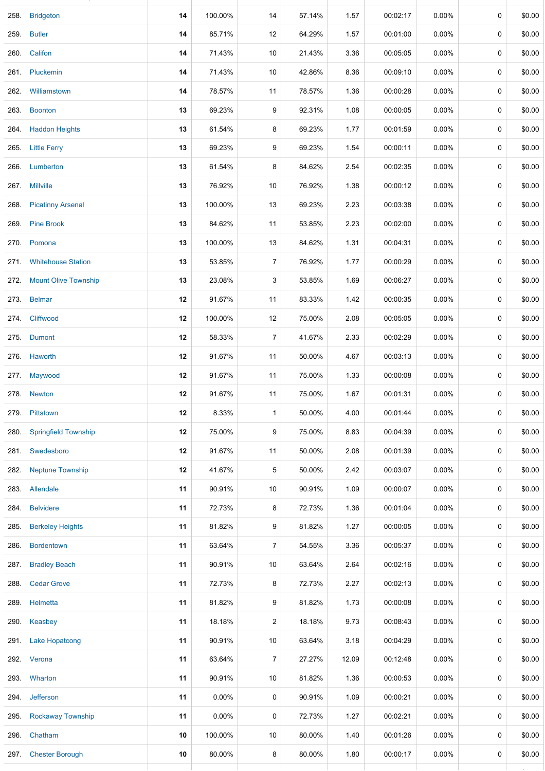| | | | | | | | | | | |
|---|---|---|---|---|---|---|---|---|---|---|
| 258. | Bridgeton | 14 | 100.00% | 14 | 57.14% | 1.57 | 00:02:17 | 0.00% | 0 | $0.00 |
| 259. | Butler | 14 | 85.71% | 12 | 64.29% | 1.57 | 00:01:00 | 0.00% | 0 | $0.00 |
| 260. | Califon | 14 | 71.43% | 10 | 21.43% | 3.36 | 00:05:05 | 0.00% | 0 | $0.00 |
| 261. | Pluckemin | 14 | 71.43% | 10 | 42.86% | 8.36 | 00:09:10 | 0.00% | 0 | $0.00 |
| 262. | Williamstown | 14 | 78.57% | 11 | 78.57% | 1.36 | 00:00:28 | 0.00% | 0 | $0.00 |
| 263. | Boonton | 13 | 69.23% | 9 | 92.31% | 1.08 | 00:00:05 | 0.00% | 0 | $0.00 |
| 264. | Haddon Heights | 13 | 61.54% | 8 | 69.23% | 1.77 | 00:01:59 | 0.00% | 0 | $0.00 |
| 265. | Little Ferry | 13 | 69.23% | 9 | 69.23% | 1.54 | 00:00:11 | 0.00% | 0 | $0.00 |
| 266. | Lumberton | 13 | 61.54% | 8 | 84.62% | 2.54 | 00:02:35 | 0.00% | 0 | $0.00 |
| 267. | Millville | 13 | 76.92% | 10 | 76.92% | 1.38 | 00:00:12 | 0.00% | 0 | $0.00 |
| 268. | Picatinny Arsenal | 13 | 100.00% | 13 | 69.23% | 2.23 | 00:03:38 | 0.00% | 0 | $0.00 |
| 269. | Pine Brook | 13 | 84.62% | 11 | 53.85% | 2.23 | 00:02:00 | 0.00% | 0 | $0.00 |
| 270. | Pomona | 13 | 100.00% | 13 | 84.62% | 1.31 | 00:04:31 | 0.00% | 0 | $0.00 |
| 271. | Whitehouse Station | 13 | 53.85% | 7 | 76.92% | 1.77 | 00:00:29 | 0.00% | 0 | $0.00 |
| 272. | Mount Olive Township | 13 | 23.08% | 3 | 53.85% | 1.69 | 00:06:27 | 0.00% | 0 | $0.00 |
| 273. | Belmar | 12 | 91.67% | 11 | 83.33% | 1.42 | 00:00:35 | 0.00% | 0 | $0.00 |
| 274. | Cliffwood | 12 | 100.00% | 12 | 75.00% | 2.08 | 00:05:05 | 0.00% | 0 | $0.00 |
| 275. | Dumont | 12 | 58.33% | 7 | 41.67% | 2.33 | 00:02:29 | 0.00% | 0 | $0.00 |
| 276. | Haworth | 12 | 91.67% | 11 | 50.00% | 4.67 | 00:03:13 | 0.00% | 0 | $0.00 |
| 277. | Maywood | 12 | 91.67% | 11 | 75.00% | 1.33 | 00:00:08 | 0.00% | 0 | $0.00 |
| 278. | Newton | 12 | 91.67% | 11 | 75.00% | 1.67 | 00:01:31 | 0.00% | 0 | $0.00 |
| 279. | Pittstown | 12 | 8.33% | 1 | 50.00% | 4.00 | 00:01:44 | 0.00% | 0 | $0.00 |
| 280. | Springfield Township | 12 | 75.00% | 9 | 75.00% | 8.83 | 00:04:39 | 0.00% | 0 | $0.00 |
| 281. | Swedesboro | 12 | 91.67% | 11 | 50.00% | 2.08 | 00:01:39 | 0.00% | 0 | $0.00 |
| 282. | Neptune Township | 12 | 41.67% | 5 | 50.00% | 2.42 | 00:03:07 | 0.00% | 0 | $0.00 |
| 283. | Allendale | 11 | 90.91% | 10 | 90.91% | 1.09 | 00:00:07 | 0.00% | 0 | $0.00 |
| 284. | Belvidere | 11 | 72.73% | 8 | 72.73% | 1.36 | 00:01:04 | 0.00% | 0 | $0.00 |
| 285. | Berkeley Heights | 11 | 81.82% | 9 | 81.82% | 1.27 | 00:00:05 | 0.00% | 0 | $0.00 |
| 286. | Bordentown | 11 | 63.64% | 7 | 54.55% | 3.36 | 00:05:37 | 0.00% | 0 | $0.00 |
| 287. | Bradley Beach | 11 | 90.91% | 10 | 63.64% | 2.64 | 00:02:16 | 0.00% | 0 | $0.00 |
| 288. | Cedar Grove | 11 | 72.73% | 8 | 72.73% | 2.27 | 00:02:13 | 0.00% | 0 | $0.00 |
| 289. | Helmetta | 11 | 81.82% | 9 | 81.82% | 1.73 | 00:00:08 | 0.00% | 0 | $0.00 |
| 290. | Keasbey | 11 | 18.18% | 2 | 18.18% | 9.73 | 00:08:43 | 0.00% | 0 | $0.00 |
| 291. | Lake Hopatcong | 11 | 90.91% | 10 | 63.64% | 3.18 | 00:04:29 | 0.00% | 0 | $0.00 |
| 292. | Verona | 11 | 63.64% | 7 | 27.27% | 12.09 | 00:12:48 | 0.00% | 0 | $0.00 |
| 293. | Wharton | 11 | 90.91% | 10 | 81.82% | 1.36 | 00:00:53 | 0.00% | 0 | $0.00 |
| 294. | Jefferson | 11 | 0.00% | 0 | 90.91% | 1.09 | 00:00:21 | 0.00% | 0 | $0.00 |
| 295. | Rockaway Township | 11 | 0.00% | 0 | 72.73% | 1.27 | 00:02:21 | 0.00% | 0 | $0.00 |
| 296. | Chatham | 10 | 100.00% | 10 | 80.00% | 1.40 | 00:01:26 | 0.00% | 0 | $0.00 |
| 297. | Chester Borough | 10 | 80.00% | 8 | 80.00% | 1.80 | 00:00:17 | 0.00% | 0 | $0.00 |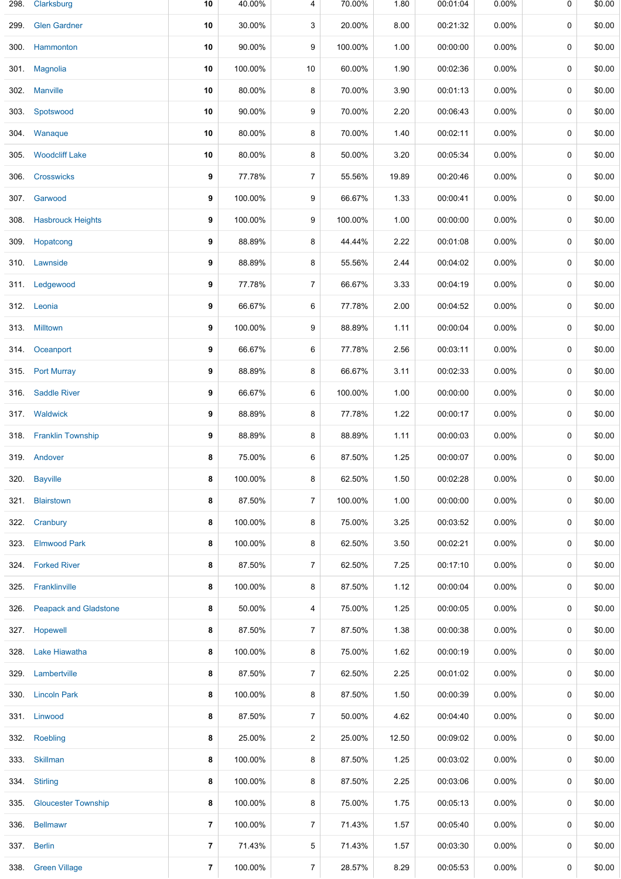| | | | | | | | | | | |
|---|---|---|---|---|---|---|---|---|---|---|
| 298. | Clarksburg | **10** | 40.00% | 4 | 70.00% | 1.80 | 00:01:04 | 0.00% | 0 | $0.00 |
| 299. | Glen Gardner | **10** | 30.00% | 3 | 20.00% | 8.00 | 00:21:32 | 0.00% | 0 | $0.00 |
| 300. | Hammonton | **10** | 90.00% | 9 | 100.00% | 1.00 | 00:00:00 | 0.00% | 0 | $0.00 |
| 301. | Magnolia | **10** | 100.00% | 10 | 60.00% | 1.90 | 00:02:36 | 0.00% | 0 | $0.00 |
| 302. | Manville | **10** | 80.00% | 8 | 70.00% | 3.90 | 00:01:13 | 0.00% | 0 | $0.00 |
| 303. | Spotswood | **10** | 90.00% | 9 | 70.00% | 2.20 | 00:06:43 | 0.00% | 0 | $0.00 |
| 304. | Wanaque | **10** | 80.00% | 8 | 70.00% | 1.40 | 00:02:11 | 0.00% | 0 | $0.00 |
| 305. | Woodcliff Lake | **10** | 80.00% | 8 | 50.00% | 3.20 | 00:05:34 | 0.00% | 0 | $0.00 |
| 306. | Crosswicks | **9** | 77.78% | 7 | 55.56% | 19.89 | 00:20:46 | 0.00% | 0 | $0.00 |
| 307. | Garwood | **9** | 100.00% | 9 | 66.67% | 1.33 | 00:00:41 | 0.00% | 0 | $0.00 |
| 308. | Hasbrouck Heights | **9** | 100.00% | 9 | 100.00% | 1.00 | 00:00:00 | 0.00% | 0 | $0.00 |
| 309. | Hopatcong | **9** | 88.89% | 8 | 44.44% | 2.22 | 00:01:08 | 0.00% | 0 | $0.00 |
| 310. | Lawnside | **9** | 88.89% | 8 | 55.56% | 2.44 | 00:04:02 | 0.00% | 0 | $0.00 |
| 311. | Ledgewood | **9** | 77.78% | 7 | 66.67% | 3.33 | 00:04:19 | 0.00% | 0 | $0.00 |
| 312. | Leonia | **9** | 66.67% | 6 | 77.78% | 2.00 | 00:04:52 | 0.00% | 0 | $0.00 |
| 313. | Milltown | **9** | 100.00% | 9 | 88.89% | 1.11 | 00:00:04 | 0.00% | 0 | $0.00 |
| 314. | Oceanport | **9** | 66.67% | 6 | 77.78% | 2.56 | 00:03:11 | 0.00% | 0 | $0.00 |
| 315. | Port Murray | **9** | 88.89% | 8 | 66.67% | 3.11 | 00:02:33 | 0.00% | 0 | $0.00 |
| 316. | Saddle River | **9** | 66.67% | 6 | 100.00% | 1.00 | 00:00:00 | 0.00% | 0 | $0.00 |
| 317. | Waldwick | **9** | 88.89% | 8 | 77.78% | 1.22 | 00:00:17 | 0.00% | 0 | $0.00 |
| 318. | Franklin Township | **9** | 88.89% | 8 | 88.89% | 1.11 | 00:00:03 | 0.00% | 0 | $0.00 |
| 319. | Andover | **8** | 75.00% | 6 | 87.50% | 1.25 | 00:00:07 | 0.00% | 0 | $0.00 |
| 320. | Bayville | **8** | 100.00% | 8 | 62.50% | 1.50 | 00:02:28 | 0.00% | 0 | $0.00 |
| 321. | Blairstown | **8** | 87.50% | 7 | 100.00% | 1.00 | 00:00:00 | 0.00% | 0 | $0.00 |
| 322. | Cranbury | **8** | 100.00% | 8 | 75.00% | 3.25 | 00:03:52 | 0.00% | 0 | $0.00 |
| 323. | Elmwood Park | **8** | 100.00% | 8 | 62.50% | 3.50 | 00:02:21 | 0.00% | 0 | $0.00 |
| 324. | Forked River | **8** | 87.50% | 7 | 62.50% | 7.25 | 00:17:10 | 0.00% | 0 | $0.00 |
| 325. | Franklinville | **8** | 100.00% | 8 | 87.50% | 1.12 | 00:00:04 | 0.00% | 0 | $0.00 |
| 326. | Peapack and Gladstone | **8** | 50.00% | 4 | 75.00% | 1.25 | 00:00:05 | 0.00% | 0 | $0.00 |
| 327. | Hopewell | **8** | 87.50% | 7 | 87.50% | 1.38 | 00:00:38 | 0.00% | 0 | $0.00 |
| 328. | Lake Hiawatha | **8** | 100.00% | 8 | 75.00% | 1.62 | 00:00:19 | 0.00% | 0 | $0.00 |
| 329. | Lambertville | **8** | 87.50% | 7 | 62.50% | 2.25 | 00:01:02 | 0.00% | 0 | $0.00 |
| 330. | Lincoln Park | **8** | 100.00% | 8 | 87.50% | 1.50 | 00:00:39 | 0.00% | 0 | $0.00 |
| 331. | Linwood | **8** | 87.50% | 7 | 50.00% | 4.62 | 00:04:40 | 0.00% | 0 | $0.00 |
| 332. | Roebling | **8** | 25.00% | 2 | 25.00% | 12.50 | 00:09:02 | 0.00% | 0 | $0.00 |
| 333. | Skillman | **8** | 100.00% | 8 | 87.50% | 1.25 | 00:03:02 | 0.00% | 0 | $0.00 |
| 334. | Stirling | **8** | 100.00% | 8 | 87.50% | 2.25 | 00:03:06 | 0.00% | 0 | $0.00 |
| 335. | Gloucester Township | **8** | 100.00% | 8 | 75.00% | 1.75 | 00:05:13 | 0.00% | 0 | $0.00 |
| 336. | Bellmawr | **7** | 100.00% | 7 | 71.43% | 1.57 | 00:05:40 | 0.00% | 0 | $0.00 |
| 337. | Berlin | **7** | 71.43% | 5 | 71.43% | 1.57 | 00:03:30 | 0.00% | 0 | $0.00 |
| 338. | Green Village | **7** | 100.00% | 7 | 28.57% | 8.29 | 00:05:53 | 0.00% | 0 | $0.00 |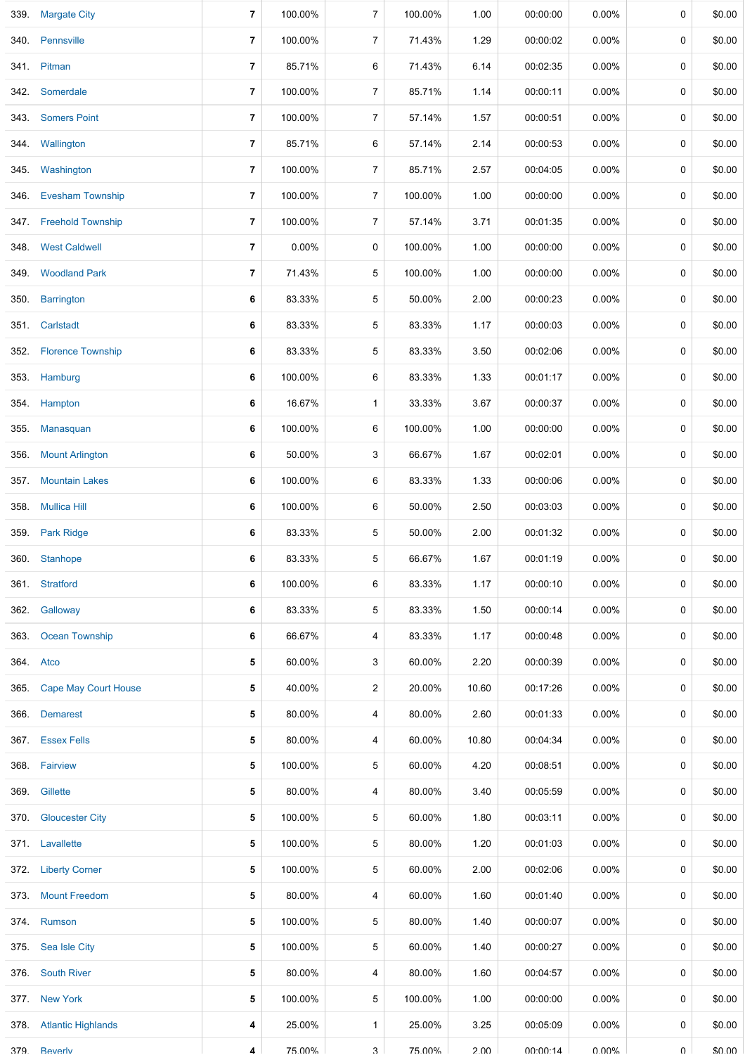| | | | | | | | | | | |
|---|---|---|---|---|---|---|---|---|---|---|
| 339. | Margate City | **7** | 100.00% | 7 | 100.00% | 1.00 | 00:00:00 | 0.00% | 0 | $0.00 |
| 340. | Pennsville | **7** | 100.00% | 7 | 71.43% | 1.29 | 00:00:02 | 0.00% | 0 | $0.00 |
| 341. | Pitman | **7** | 85.71% | 6 | 71.43% | 6.14 | 00:02:35 | 0.00% | 0 | $0.00 |
| 342. | Somerdale | **7** | 100.00% | 7 | 85.71% | 1.14 | 00:00:11 | 0.00% | 0 | $0.00 |
| 343. | Somers Point | **7** | 100.00% | 7 | 57.14% | 1.57 | 00:00:51 | 0.00% | 0 | $0.00 |
| 344. | Wallington | **7** | 85.71% | 6 | 57.14% | 2.14 | 00:00:53 | 0.00% | 0 | $0.00 |
| 345. | Washington | **7** | 100.00% | 7 | 85.71% | 2.57 | 00:04:05 | 0.00% | 0 | $0.00 |
| 346. | Evesham Township | **7** | 100.00% | 7 | 100.00% | 1.00 | 00:00:00 | 0.00% | 0 | $0.00 |
| 347. | Freehold Township | **7** | 100.00% | 7 | 57.14% | 3.71 | 00:01:35 | 0.00% | 0 | $0.00 |
| 348. | West Caldwell | **7** | 0.00% | 0 | 100.00% | 1.00 | 00:00:00 | 0.00% | 0 | $0.00 |
| 349. | Woodland Park | **7** | 71.43% | 5 | 100.00% | 1.00 | 00:00:00 | 0.00% | 0 | $0.00 |
| 350. | Barrington | **6** | 83.33% | 5 | 50.00% | 2.00 | 00:00:23 | 0.00% | 0 | $0.00 |
| 351. | Carlstadt | **6** | 83.33% | 5 | 83.33% | 1.17 | 00:00:03 | 0.00% | 0 | $0.00 |
| 352. | Florence Township | **6** | 83.33% | 5 | 83.33% | 3.50 | 00:02:06 | 0.00% | 0 | $0.00 |
| 353. | Hamburg | **6** | 100.00% | 6 | 83.33% | 1.33 | 00:01:17 | 0.00% | 0 | $0.00 |
| 354. | Hampton | **6** | 16.67% | 1 | 33.33% | 3.67 | 00:00:37 | 0.00% | 0 | $0.00 |
| 355. | Manasquan | **6** | 100.00% | 6 | 100.00% | 1.00 | 00:00:00 | 0.00% | 0 | $0.00 |
| 356. | Mount Arlington | **6** | 50.00% | 3 | 66.67% | 1.67 | 00:02:01 | 0.00% | 0 | $0.00 |
| 357. | Mountain Lakes | **6** | 100.00% | 6 | 83.33% | 1.33 | 00:00:06 | 0.00% | 0 | $0.00 |
| 358. | Mullica Hill | **6** | 100.00% | 6 | 50.00% | 2.50 | 00:03:03 | 0.00% | 0 | $0.00 |
| 359. | Park Ridge | **6** | 83.33% | 5 | 50.00% | 2.00 | 00:01:32 | 0.00% | 0 | $0.00 |
| 360. | Stanhope | **6** | 83.33% | 5 | 66.67% | 1.67 | 00:01:19 | 0.00% | 0 | $0.00 |
| 361. | Stratford | **6** | 100.00% | 6 | 83.33% | 1.17 | 00:00:10 | 0.00% | 0 | $0.00 |
| 362. | Galloway | **6** | 83.33% | 5 | 83.33% | 1.50 | 00:00:14 | 0.00% | 0 | $0.00 |
| 363. | Ocean Township | **6** | 66.67% | 4 | 83.33% | 1.17 | 00:00:48 | 0.00% | 0 | $0.00 |
| 364. | Atco | **5** | 60.00% | 3 | 60.00% | 2.20 | 00:00:39 | 0.00% | 0 | $0.00 |
| 365. | Cape May Court House | **5** | 40.00% | 2 | 20.00% | 10.60 | 00:17:26 | 0.00% | 0 | $0.00 |
| 366. | Demarest | **5** | 80.00% | 4 | 80.00% | 2.60 | 00:01:33 | 0.00% | 0 | $0.00 |
| 367. | Essex Fells | **5** | 80.00% | 4 | 60.00% | 10.80 | 00:04:34 | 0.00% | 0 | $0.00 |
| 368. | Fairview | **5** | 100.00% | 5 | 60.00% | 4.20 | 00:08:51 | 0.00% | 0 | $0.00 |
| 369. | Gillette | **5** | 80.00% | 4 | 80.00% | 3.40 | 00:05:59 | 0.00% | 0 | $0.00 |
| 370. | Gloucester City | **5** | 100.00% | 5 | 60.00% | 1.80 | 00:03:11 | 0.00% | 0 | $0.00 |
| 371. | Lavallette | **5** | 100.00% | 5 | 80.00% | 1.20 | 00:01:03 | 0.00% | 0 | $0.00 |
| 372. | Liberty Corner | **5** | 100.00% | 5 | 60.00% | 2.00 | 00:02:06 | 0.00% | 0 | $0.00 |
| 373. | Mount Freedom | **5** | 80.00% | 4 | 60.00% | 1.60 | 00:01:40 | 0.00% | 0 | $0.00 |
| 374. | Rumson | **5** | 100.00% | 5 | 80.00% | 1.40 | 00:00:07 | 0.00% | 0 | $0.00 |
| 375. | Sea Isle City | **5** | 100.00% | 5 | 60.00% | 1.40 | 00:00:27 | 0.00% | 0 | $0.00 |
| 376. | South River | **5** | 80.00% | 4 | 80.00% | 1.60 | 00:04:57 | 0.00% | 0 | $0.00 |
| 377. | New York | **5** | 100.00% | 5 | 100.00% | 1.00 | 00:00:00 | 0.00% | 0 | $0.00 |
| 378. | Atlantic Highlands | **4** | 25.00% | 1 | 25.00% | 3.25 | 00:05:09 | 0.00% | 0 | $0.00 |
| 379. | Beverly | **4** | 75.00% | 3 | 75.00% | 2.00 | 00:00:14 | 0.00% | 0 | $0.00 |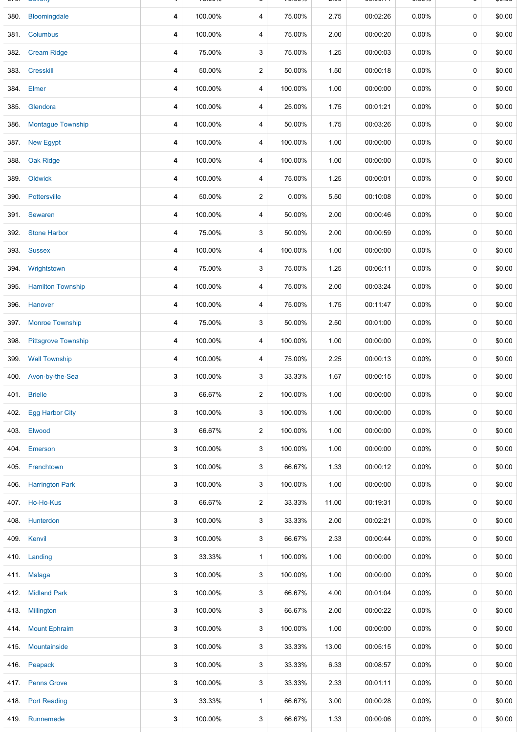| | | | | | | | | | |
|---|---|---|---|---|---|---|---|---|---|
| 380. | Bloomingdale | 4 | 100.00% | 4 | 75.00% | 2.75 | 00:02:26 | 0.00% | 0 | $0.00 |
| 381. | Columbus | 4 | 100.00% | 4 | 75.00% | 2.00 | 00:00:20 | 0.00% | 0 | $0.00 |
| 382. | Cream Ridge | 4 | 75.00% | 3 | 75.00% | 1.25 | 00:00:03 | 0.00% | 0 | $0.00 |
| 383. | Cresskill | 4 | 50.00% | 2 | 50.00% | 1.50 | 00:00:18 | 0.00% | 0 | $0.00 |
| 384. | Elmer | 4 | 100.00% | 4 | 100.00% | 1.00 | 00:00:00 | 0.00% | 0 | $0.00 |
| 385. | Glendora | 4 | 100.00% | 4 | 25.00% | 1.75 | 00:01:21 | 0.00% | 0 | $0.00 |
| 386. | Montague Township | 4 | 100.00% | 4 | 50.00% | 1.75 | 00:03:26 | 0.00% | 0 | $0.00 |
| 387. | New Egypt | 4 | 100.00% | 4 | 100.00% | 1.00 | 00:00:00 | 0.00% | 0 | $0.00 |
| 388. | Oak Ridge | 4 | 100.00% | 4 | 100.00% | 1.00 | 00:00:00 | 0.00% | 0 | $0.00 |
| 389. | Oldwick | 4 | 100.00% | 4 | 75.00% | 1.25 | 00:00:01 | 0.00% | 0 | $0.00 |
| 390. | Pottersville | 4 | 50.00% | 2 | 0.00% | 5.50 | 00:10:08 | 0.00% | 0 | $0.00 |
| 391. | Sewaren | 4 | 100.00% | 4 | 50.00% | 2.00 | 00:00:46 | 0.00% | 0 | $0.00 |
| 392. | Stone Harbor | 4 | 75.00% | 3 | 50.00% | 2.00 | 00:00:59 | 0.00% | 0 | $0.00 |
| 393. | Sussex | 4 | 100.00% | 4 | 100.00% | 1.00 | 00:00:00 | 0.00% | 0 | $0.00 |
| 394. | Wrightstown | 4 | 75.00% | 3 | 75.00% | 1.25 | 00:06:11 | 0.00% | 0 | $0.00 |
| 395. | Hamilton Township | 4 | 100.00% | 4 | 75.00% | 2.00 | 00:03:24 | 0.00% | 0 | $0.00 |
| 396. | Hanover | 4 | 100.00% | 4 | 75.00% | 1.75 | 00:11:47 | 0.00% | 0 | $0.00 |
| 397. | Monroe Township | 4 | 75.00% | 3 | 50.00% | 2.50 | 00:01:00 | 0.00% | 0 | $0.00 |
| 398. | Pittsgrove Township | 4 | 100.00% | 4 | 100.00% | 1.00 | 00:00:00 | 0.00% | 0 | $0.00 |
| 399. | Wall Township | 4 | 100.00% | 4 | 75.00% | 2.25 | 00:00:13 | 0.00% | 0 | $0.00 |
| 400. | Avon-by-the-Sea | 3 | 100.00% | 3 | 33.33% | 1.67 | 00:00:15 | 0.00% | 0 | $0.00 |
| 401. | Brielle | 3 | 66.67% | 2 | 100.00% | 1.00 | 00:00:00 | 0.00% | 0 | $0.00 |
| 402. | Egg Harbor City | 3 | 100.00% | 3 | 100.00% | 1.00 | 00:00:00 | 0.00% | 0 | $0.00 |
| 403. | Elwood | 3 | 66.67% | 2 | 100.00% | 1.00 | 00:00:00 | 0.00% | 0 | $0.00 |
| 404. | Emerson | 3 | 100.00% | 3 | 100.00% | 1.00 | 00:00:00 | 0.00% | 0 | $0.00 |
| 405. | Frenchtown | 3 | 100.00% | 3 | 66.67% | 1.33 | 00:00:12 | 0.00% | 0 | $0.00 |
| 406. | Harrington Park | 3 | 100.00% | 3 | 100.00% | 1.00 | 00:00:00 | 0.00% | 0 | $0.00 |
| 407. | Ho-Ho-Kus | 3 | 66.67% | 2 | 33.33% | 11.00 | 00:19:31 | 0.00% | 0 | $0.00 |
| 408. | Hunterdon | 3 | 100.00% | 3 | 33.33% | 2.00 | 00:02:21 | 0.00% | 0 | $0.00 |
| 409. | Kenvil | 3 | 100.00% | 3 | 66.67% | 2.33 | 00:00:44 | 0.00% | 0 | $0.00 |
| 410. | Landing | 3 | 33.33% | 1 | 100.00% | 1.00 | 00:00:00 | 0.00% | 0 | $0.00 |
| 411. | Malaga | 3 | 100.00% | 3 | 100.00% | 1.00 | 00:00:00 | 0.00% | 0 | $0.00 |
| 412. | Midland Park | 3 | 100.00% | 3 | 66.67% | 4.00 | 00:01:04 | 0.00% | 0 | $0.00 |
| 413. | Millington | 3 | 100.00% | 3 | 66.67% | 2.00 | 00:00:22 | 0.00% | 0 | $0.00 |
| 414. | Mount Ephraim | 3 | 100.00% | 3 | 100.00% | 1.00 | 00:00:00 | 0.00% | 0 | $0.00 |
| 415. | Mountainside | 3 | 100.00% | 3 | 33.33% | 13.00 | 00:05:15 | 0.00% | 0 | $0.00 |
| 416. | Peapack | 3 | 100.00% | 3 | 33.33% | 6.33 | 00:08:57 | 0.00% | 0 | $0.00 |
| 417. | Penns Grove | 3 | 100.00% | 3 | 33.33% | 2.33 | 00:01:11 | 0.00% | 0 | $0.00 |
| 418. | Port Reading | 3 | 33.33% | 1 | 66.67% | 3.00 | 00:00:28 | 0.00% | 0 | $0.00 |
| 419. | Runnemede | 3 | 100.00% | 3 | 66.67% | 1.33 | 00:00:06 | 0.00% | 0 | $0.00 |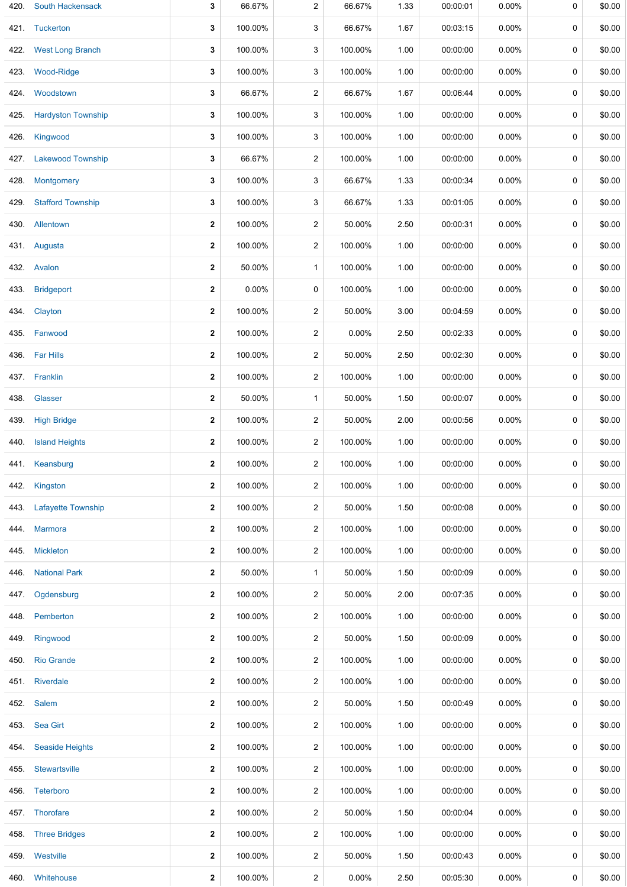| | | | | | | | | | | |
|---|---|---|---|---|---|---|---|---|---|---|
| 420. | South Hackensack | **3** | 66.67% | 2 | 66.67% | 1.33 | 00:00:01 | 0.00% | 0 | $0.00 |
| 421. | Tuckerton | **3** | 100.00% | 3 | 66.67% | 1.67 | 00:03:15 | 0.00% | 0 | $0.00 |
| 422. | West Long Branch | **3** | 100.00% | 3 | 100.00% | 1.00 | 00:00:00 | 0.00% | 0 | $0.00 |
| 423. | Wood-Ridge | **3** | 100.00% | 3 | 100.00% | 1.00 | 00:00:00 | 0.00% | 0 | $0.00 |
| 424. | Woodstown | **3** | 66.67% | 2 | 66.67% | 1.67 | 00:06:44 | 0.00% | 0 | $0.00 |
| 425. | Hardyston Township | **3** | 100.00% | 3 | 100.00% | 1.00 | 00:00:00 | 0.00% | 0 | $0.00 |
| 426. | Kingwood | **3** | 100.00% | 3 | 100.00% | 1.00 | 00:00:00 | 0.00% | 0 | $0.00 |
| 427. | Lakewood Township | **3** | 66.67% | 2 | 100.00% | 1.00 | 00:00:00 | 0.00% | 0 | $0.00 |
| 428. | Montgomery | **3** | 100.00% | 3 | 66.67% | 1.33 | 00:00:34 | 0.00% | 0 | $0.00 |
| 429. | Stafford Township | **3** | 100.00% | 3 | 66.67% | 1.33 | 00:01:05 | 0.00% | 0 | $0.00 |
| 430. | Allentown | **2** | 100.00% | 2 | 50.00% | 2.50 | 00:00:31 | 0.00% | 0 | $0.00 |
| 431. | Augusta | **2** | 100.00% | 2 | 100.00% | 1.00 | 00:00:00 | 0.00% | 0 | $0.00 |
| 432. | Avalon | **2** | 50.00% | 1 | 100.00% | 1.00 | 00:00:00 | 0.00% | 0 | $0.00 |
| 433. | Bridgeport | **2** | 0.00% | 0 | 100.00% | 1.00 | 00:00:00 | 0.00% | 0 | $0.00 |
| 434. | Clayton | **2** | 100.00% | 2 | 50.00% | 3.00 | 00:04:59 | 0.00% | 0 | $0.00 |
| 435. | Fanwood | **2** | 100.00% | 2 | 0.00% | 2.50 | 00:02:33 | 0.00% | 0 | $0.00 |
| 436. | Far Hills | **2** | 100.00% | 2 | 50.00% | 2.50 | 00:02:30 | 0.00% | 0 | $0.00 |
| 437. | Franklin | **2** | 100.00% | 2 | 100.00% | 1.00 | 00:00:00 | 0.00% | 0 | $0.00 |
| 438. | Glasser | **2** | 50.00% | 1 | 50.00% | 1.50 | 00:00:07 | 0.00% | 0 | $0.00 |
| 439. | High Bridge | **2** | 100.00% | 2 | 50.00% | 2.00 | 00:00:56 | 0.00% | 0 | $0.00 |
| 440. | Island Heights | **2** | 100.00% | 2 | 100.00% | 1.00 | 00:00:00 | 0.00% | 0 | $0.00 |
| 441. | Keansburg | **2** | 100.00% | 2 | 100.00% | 1.00 | 00:00:00 | 0.00% | 0 | $0.00 |
| 442. | Kingston | **2** | 100.00% | 2 | 100.00% | 1.00 | 00:00:00 | 0.00% | 0 | $0.00 |
| 443. | Lafayette Township | **2** | 100.00% | 2 | 50.00% | 1.50 | 00:00:08 | 0.00% | 0 | $0.00 |
| 444. | Marmora | **2** | 100.00% | 2 | 100.00% | 1.00 | 00:00:00 | 0.00% | 0 | $0.00 |
| 445. | Mickleton | **2** | 100.00% | 2 | 100.00% | 1.00 | 00:00:00 | 0.00% | 0 | $0.00 |
| 446. | National Park | **2** | 50.00% | 1 | 50.00% | 1.50 | 00:00:09 | 0.00% | 0 | $0.00 |
| 447. | Ogdensburg | **2** | 100.00% | 2 | 50.00% | 2.00 | 00:07:35 | 0.00% | 0 | $0.00 |
| 448. | Pemberton | **2** | 100.00% | 2 | 100.00% | 1.00 | 00:00:00 | 0.00% | 0 | $0.00 |
| 449. | Ringwood | **2** | 100.00% | 2 | 50.00% | 1.50 | 00:00:09 | 0.00% | 0 | $0.00 |
| 450. | Rio Grande | **2** | 100.00% | 2 | 100.00% | 1.00 | 00:00:00 | 0.00% | 0 | $0.00 |
| 451. | Riverdale | **2** | 100.00% | 2 | 100.00% | 1.00 | 00:00:00 | 0.00% | 0 | $0.00 |
| 452. | Salem | **2** | 100.00% | 2 | 50.00% | 1.50 | 00:00:49 | 0.00% | 0 | $0.00 |
| 453. | Sea Girt | **2** | 100.00% | 2 | 100.00% | 1.00 | 00:00:00 | 0.00% | 0 | $0.00 |
| 454. | Seaside Heights | **2** | 100.00% | 2 | 100.00% | 1.00 | 00:00:00 | 0.00% | 0 | $0.00 |
| 455. | Stewartsville | **2** | 100.00% | 2 | 100.00% | 1.00 | 00:00:00 | 0.00% | 0 | $0.00 |
| 456. | Teterboro | **2** | 100.00% | 2 | 100.00% | 1.00 | 00:00:00 | 0.00% | 0 | $0.00 |
| 457. | Thorofare | **2** | 100.00% | 2 | 50.00% | 1.50 | 00:00:04 | 0.00% | 0 | $0.00 |
| 458. | Three Bridges | **2** | 100.00% | 2 | 100.00% | 1.00 | 00:00:00 | 0.00% | 0 | $0.00 |
| 459. | Westville | **2** | 100.00% | 2 | 50.00% | 1.50 | 00:00:43 | 0.00% | 0 | $0.00 |
| 460. | Whitehouse | **2** | 100.00% | 2 | 0.00% | 2.50 | 00:05:30 | 0.00% | 0 | $0.00 |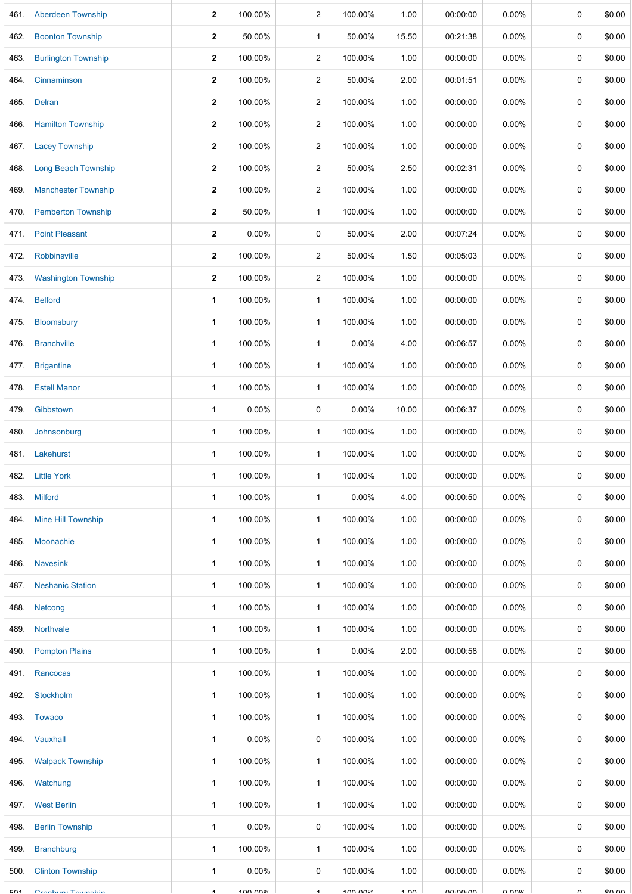| | | | | | | | | | |
|---|---|---|---|---|---|---|---|---|---|
| 461. | Aberdeen Township | 2 | 100.00% | 2 | 100.00% | 1.00 | 00:00:00 | 0.00% | 0 | $0.00 |
| 462. | Boonton Township | 2 | 50.00% | 1 | 50.00% | 15.50 | 00:21:38 | 0.00% | 0 | $0.00 |
| 463. | Burlington Township | 2 | 100.00% | 2 | 100.00% | 1.00 | 00:00:00 | 0.00% | 0 | $0.00 |
| 464. | Cinnaminson | 2 | 100.00% | 2 | 50.00% | 2.00 | 00:01:51 | 0.00% | 0 | $0.00 |
| 465. | Delran | 2 | 100.00% | 2 | 100.00% | 1.00 | 00:00:00 | 0.00% | 0 | $0.00 |
| 466. | Hamilton Township | 2 | 100.00% | 2 | 100.00% | 1.00 | 00:00:00 | 0.00% | 0 | $0.00 |
| 467. | Lacey Township | 2 | 100.00% | 2 | 100.00% | 1.00 | 00:00:00 | 0.00% | 0 | $0.00 |
| 468. | Long Beach Township | 2 | 100.00% | 2 | 50.00% | 2.50 | 00:02:31 | 0.00% | 0 | $0.00 |
| 469. | Manchester Township | 2 | 100.00% | 2 | 100.00% | 1.00 | 00:00:00 | 0.00% | 0 | $0.00 |
| 470. | Pemberton Township | 2 | 50.00% | 1 | 100.00% | 1.00 | 00:00:00 | 0.00% | 0 | $0.00 |
| 471. | Point Pleasant | 2 | 0.00% | 0 | 50.00% | 2.00 | 00:07:24 | 0.00% | 0 | $0.00 |
| 472. | Robbinsville | 2 | 100.00% | 2 | 50.00% | 1.50 | 00:05:03 | 0.00% | 0 | $0.00 |
| 473. | Washington Township | 2 | 100.00% | 2 | 100.00% | 1.00 | 00:00:00 | 0.00% | 0 | $0.00 |
| 474. | Belford | 1 | 100.00% | 1 | 100.00% | 1.00 | 00:00:00 | 0.00% | 0 | $0.00 |
| 475. | Bloomsbury | 1 | 100.00% | 1 | 100.00% | 1.00 | 00:00:00 | 0.00% | 0 | $0.00 |
| 476. | Branchville | 1 | 100.00% | 1 | 0.00% | 4.00 | 00:06:57 | 0.00% | 0 | $0.00 |
| 477. | Brigantine | 1 | 100.00% | 1 | 100.00% | 1.00 | 00:00:00 | 0.00% | 0 | $0.00 |
| 478. | Estell Manor | 1 | 100.00% | 1 | 100.00% | 1.00 | 00:00:00 | 0.00% | 0 | $0.00 |
| 479. | Gibbstown | 1 | 0.00% | 0 | 0.00% | 10.00 | 00:06:37 | 0.00% | 0 | $0.00 |
| 480. | Johnsonburg | 1 | 100.00% | 1 | 100.00% | 1.00 | 00:00:00 | 0.00% | 0 | $0.00 |
| 481. | Lakehurst | 1 | 100.00% | 1 | 100.00% | 1.00 | 00:00:00 | 0.00% | 0 | $0.00 |
| 482. | Little York | 1 | 100.00% | 1 | 100.00% | 1.00 | 00:00:00 | 0.00% | 0 | $0.00 |
| 483. | Milford | 1 | 100.00% | 1 | 0.00% | 4.00 | 00:00:50 | 0.00% | 0 | $0.00 |
| 484. | Mine Hill Township | 1 | 100.00% | 1 | 100.00% | 1.00 | 00:00:00 | 0.00% | 0 | $0.00 |
| 485. | Moonachie | 1 | 100.00% | 1 | 100.00% | 1.00 | 00:00:00 | 0.00% | 0 | $0.00 |
| 486. | Navesink | 1 | 100.00% | 1 | 100.00% | 1.00 | 00:00:00 | 0.00% | 0 | $0.00 |
| 487. | Neshanic Station | 1 | 100.00% | 1 | 100.00% | 1.00 | 00:00:00 | 0.00% | 0 | $0.00 |
| 488. | Netcong | 1 | 100.00% | 1 | 100.00% | 1.00 | 00:00:00 | 0.00% | 0 | $0.00 |
| 489. | Northvale | 1 | 100.00% | 1 | 100.00% | 1.00 | 00:00:00 | 0.00% | 0 | $0.00 |
| 490. | Pompton Plains | 1 | 100.00% | 1 | 0.00% | 2.00 | 00:00:58 | 0.00% | 0 | $0.00 |
| 491. | Rancocas | 1 | 100.00% | 1 | 100.00% | 1.00 | 00:00:00 | 0.00% | 0 | $0.00 |
| 492. | Stockholm | 1 | 100.00% | 1 | 100.00% | 1.00 | 00:00:00 | 0.00% | 0 | $0.00 |
| 493. | Towaco | 1 | 100.00% | 1 | 100.00% | 1.00 | 00:00:00 | 0.00% | 0 | $0.00 |
| 494. | Vauxhall | 1 | 0.00% | 0 | 100.00% | 1.00 | 00:00:00 | 0.00% | 0 | $0.00 |
| 495. | Walpack Township | 1 | 100.00% | 1 | 100.00% | 1.00 | 00:00:00 | 0.00% | 0 | $0.00 |
| 496. | Watchung | 1 | 100.00% | 1 | 100.00% | 1.00 | 00:00:00 | 0.00% | 0 | $0.00 |
| 497. | West Berlin | 1 | 100.00% | 1 | 100.00% | 1.00 | 00:00:00 | 0.00% | 0 | $0.00 |
| 498. | Berlin Township | 1 | 0.00% | 0 | 100.00% | 1.00 | 00:00:00 | 0.00% | 0 | $0.00 |
| 499. | Branchburg | 1 | 100.00% | 1 | 100.00% | 1.00 | 00:00:00 | 0.00% | 0 | $0.00 |
| 500. | Clinton Township | 1 | 0.00% | 0 | 100.00% | 1.00 | 00:00:00 | 0.00% | 0 | $0.00 |
| 501. | Granbury Township | 1 | 100.00% | 1 | 100.00% | 1.00 | 00:00:00 | 0.00% | 0 | $0.00 |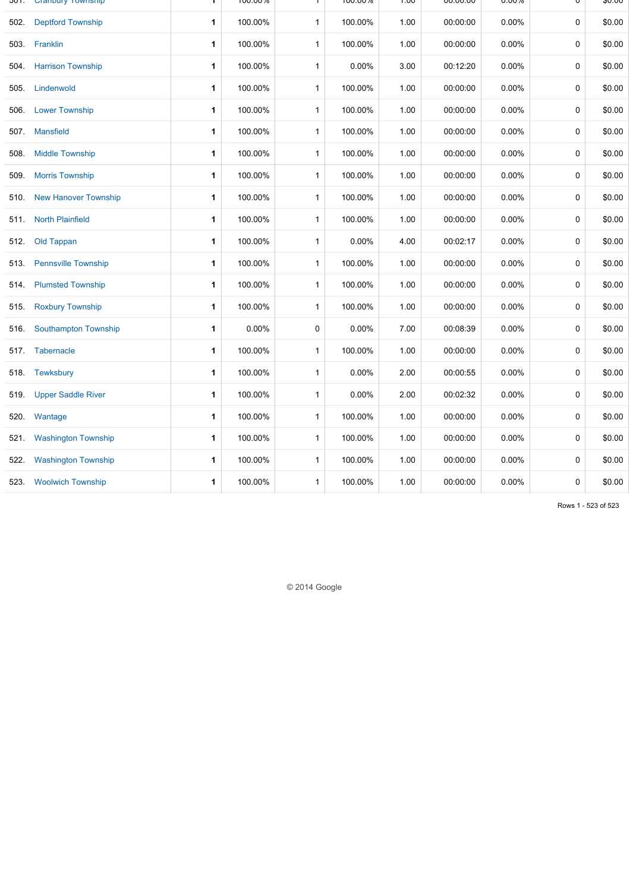| | | | | | | | | | |
|---|---|---|---|---|---|---|---|---|---|
| 501. | Cranbury Township | 1 | 100.00% | 1 | 100.00% | 1.00 | 00:00:00 | 0.00% | 0 | $0.00 |
| 502. | Deptford Township | 1 | 100.00% | 1 | 100.00% | 1.00 | 00:00:00 | 0.00% | 0 | $0.00 |
| 503. | Franklin | 1 | 100.00% | 1 | 100.00% | 1.00 | 00:00:00 | 0.00% | 0 | $0.00 |
| 504. | Harrison Township | 1 | 100.00% | 1 | 0.00% | 3.00 | 00:12:20 | 0.00% | 0 | $0.00 |
| 505. | Lindenwold | 1 | 100.00% | 1 | 100.00% | 1.00 | 00:00:00 | 0.00% | 0 | $0.00 |
| 506. | Lower Township | 1 | 100.00% | 1 | 100.00% | 1.00 | 00:00:00 | 0.00% | 0 | $0.00 |
| 507. | Mansfield | 1 | 100.00% | 1 | 100.00% | 1.00 | 00:00:00 | 0.00% | 0 | $0.00 |
| 508. | Middle Township | 1 | 100.00% | 1 | 100.00% | 1.00 | 00:00:00 | 0.00% | 0 | $0.00 |
| 509. | Morris Township | 1 | 100.00% | 1 | 100.00% | 1.00 | 00:00:00 | 0.00% | 0 | $0.00 |
| 510. | New Hanover Township | 1 | 100.00% | 1 | 100.00% | 1.00 | 00:00:00 | 0.00% | 0 | $0.00 |
| 511. | North Plainfield | 1 | 100.00% | 1 | 100.00% | 1.00 | 00:00:00 | 0.00% | 0 | $0.00 |
| 512. | Old Tappan | 1 | 100.00% | 1 | 0.00% | 4.00 | 00:02:17 | 0.00% | 0 | $0.00 |
| 513. | Pennsville Township | 1 | 100.00% | 1 | 100.00% | 1.00 | 00:00:00 | 0.00% | 0 | $0.00 |
| 514. | Plumsted Township | 1 | 100.00% | 1 | 100.00% | 1.00 | 00:00:00 | 0.00% | 0 | $0.00 |
| 515. | Roxbury Township | 1 | 100.00% | 1 | 100.00% | 1.00 | 00:00:00 | 0.00% | 0 | $0.00 |
| 516. | Southampton Township | 1 | 0.00% | 0 | 0.00% | 7.00 | 00:08:39 | 0.00% | 0 | $0.00 |
| 517. | Tabernacle | 1 | 100.00% | 1 | 100.00% | 1.00 | 00:00:00 | 0.00% | 0 | $0.00 |
| 518. | Tewksbury | 1 | 100.00% | 1 | 0.00% | 2.00 | 00:00:55 | 0.00% | 0 | $0.00 |
| 519. | Upper Saddle River | 1 | 100.00% | 1 | 0.00% | 2.00 | 00:02:32 | 0.00% | 0 | $0.00 |
| 520. | Wantage | 1 | 100.00% | 1 | 100.00% | 1.00 | 00:00:00 | 0.00% | 0 | $0.00 |
| 521. | Washington Township | 1 | 100.00% | 1 | 100.00% | 1.00 | 00:00:00 | 0.00% | 0 | $0.00 |
| 522. | Washington Township | 1 | 100.00% | 1 | 100.00% | 1.00 | 00:00:00 | 0.00% | 0 | $0.00 |
| 523. | Woolwich Township | 1 | 100.00% | 1 | 100.00% | 1.00 | 00:00:00 | 0.00% | 0 | $0.00 |

Rows 1 - 523 of 523

© 2014 Google